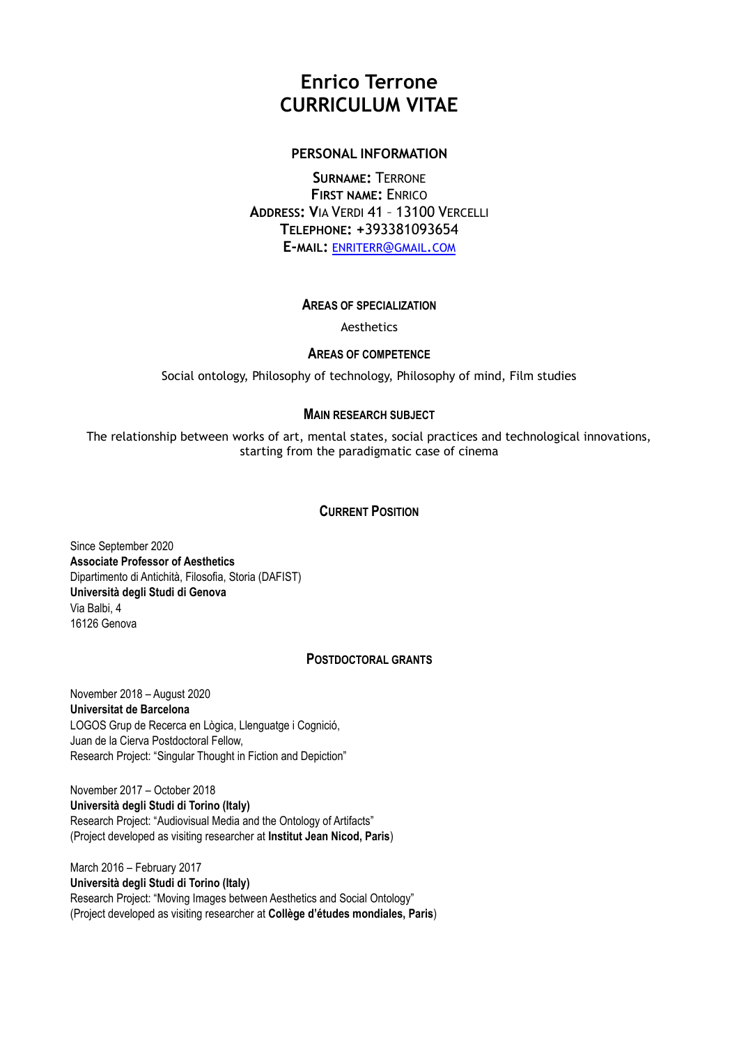# Enrico Terrone
# CURRICULUM VITAE

## PERSONAL INFORMATION

**SURNAME:** TERRONE
**FIRST NAME:** ENRICO
**ADDRESS:** VIA VERDI 41 – 13100 VERCELLI
**TELEPHONE:** +393381093654
**E-MAIL:** ENRITERR@GMAIL.COM

## AREAS OF SPECIALIZATION

Aesthetics

## AREAS OF COMPETENCE

Social ontology, Philosophy of technology, Philosophy of mind, Film studies

## MAIN RESEARCH SUBJECT

The relationship between works of art, mental states, social practices and technological innovations, starting from the paradigmatic case of cinema

## CURRENT POSITION

Since September 2020
**Associate Professor of Aesthetics**
Dipartimento di Antichità, Filosofia, Storia (DAFIST)
**Università degli Studi di Genova**
Via Balbi, 4
16126 Genova

## POSTDOCTORAL GRANTS

November 2018 – August 2020
**Universitat de Barcelona**
LOGOS Grup de Recerca en Lògica, Llenguatge i Cognició,
Juan de la Cierva Postdoctoral Fellow,
Research Project: "Singular Thought in Fiction and Depiction"

November 2017 – October 2018
**Università degli Studi di Torino (Italy)**
Research Project: "Audiovisual Media and the Ontology of Artifacts"
(Project developed as visiting researcher at **Institut Jean Nicod, Paris**)

March 2016 – February 2017
**Università degli Studi di Torino (Italy)**
Research Project: "Moving Images between Aesthetics and Social Ontology"
(Project developed as visiting researcher at **Collège d'études mondiales, Paris**)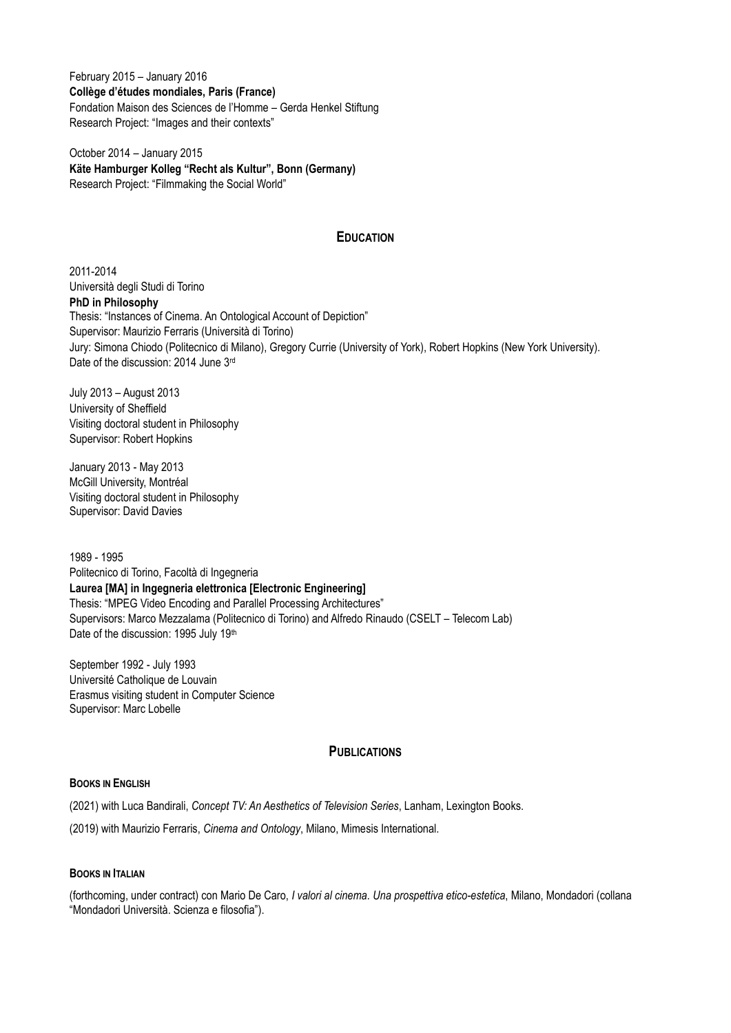February 2015 – January 2016
**Collège d'études mondiales, Paris (France)**
Fondation Maison des Sciences de l'Homme – Gerda Henkel Stiftung
Research Project: "Images and their contexts"

October 2014 – January 2015
**Käte Hamburger Kolleg "Recht als Kultur", Bonn (Germany)**
Research Project: "Filmmaking the Social World"

## EDUCATION

2011-2014
Università degli Studi di Torino
**PhD in Philosophy**
Thesis: "Instances of Cinema. An Ontological Account of Depiction"
Supervisor: Maurizio Ferraris (Università di Torino)
Jury: Simona Chiodo (Politecnico di Milano), Gregory Currie (University of York), Robert Hopkins (New York University).
Date of the discussion: 2014 June 3rd

July 2013 – August 2013
University of Sheffield
Visiting doctoral student in Philosophy
Supervisor: Robert Hopkins

January 2013 - May 2013
McGill University, Montréal
Visiting doctoral student in Philosophy
Supervisor: David Davies

1989 - 1995
Politecnico di Torino, Facoltà di Ingegneria
**Laurea [MA] in Ingegneria elettronica [Electronic Engineering]**
Thesis: "MPEG Video Encoding and Parallel Processing Architectures"
Supervisors: Marco Mezzalama (Politecnico di Torino) and Alfredo Rinaudo (CSELT – Telecom Lab)
Date of the discussion: 1995 July 19th

September 1992 - July 1993
Université Catholique de Louvain
Erasmus visiting student in Computer Science
Supervisor: Marc Lobelle

## PUBLICATIONS

### BOOKS IN ENGLISH

(2021) with Luca Bandirali, *Concept TV: An Aesthetics of Television Series*, Lanham, Lexington Books.

(2019) with Maurizio Ferraris, *Cinema and Ontology*, Milano, Mimesis International.

### BOOKS IN ITALIAN

(forthcoming, under contract) con Mario De Caro, *I valori al cinema. Una prospettiva etico-estetica*, Milano, Mondadori (collana "Mondadori Università. Scienza e filosofia").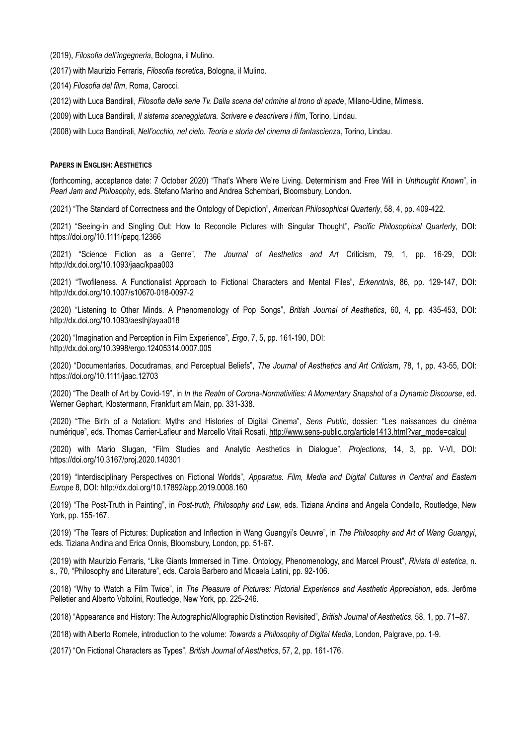(2019), *Filosofia dell'ingegneria*, Bologna, il Mulino.

(2017) with Maurizio Ferraris, *Filosofia teoretica*, Bologna, il Mulino.

(2014) *Filosofia del film*, Roma, Carocci.

(2012) with Luca Bandirali, *Filosofia delle serie Tv. Dalla scena del crimine al trono di spade*, Milano-Udine, Mimesis.

(2009) with Luca Bandirali, *Il sistema sceneggiatura. Scrivere e descrivere i film*, Torino, Lindau.

(2008) with Luca Bandirali, *Nell'occhio, nel cielo. Teoria e storia del cinema di fantascienza*, Torino, Lindau.

**PAPERS IN ENGLISH: AESTHETICS**

(forthcoming, acceptance date: 7 October 2020) "That's Where We're Living. Determinism and Free Will in *Unthought Known*", in *Pearl Jam and Philosophy*, eds. Stefano Marino and Andrea Schembari, Bloomsbury, London.

(2021) "The Standard of Correctness and the Ontology of Depiction", *American Philosophical Quarterly*, 58, 4, pp. 409-422.

(2021) "Seeing-in and Singling Out: How to Reconcile Pictures with Singular Thought", *Pacific Philosophical Quarterly*, DOI: https://doi.org/10.1111/papq.12366

(2021) "Science Fiction as a Genre", *The Journal of Aesthetics and Art* Criticism, 79, 1, pp. 16-29, DOI: http://dx.doi.org/10.1093/jaac/kpaa003

(2021) "Twofileness. A Functionalist Approach to Fictional Characters and Mental Files", *Erkenntnis*, 86, pp. 129-147, DOI: http://dx.doi.org/10.1007/s10670-018-0097-2

(2020) "Listening to Other Minds. A Phenomenology of Pop Songs", *British Journal of Aesthetics*, 60, 4, pp. 435-453, DOI: http://dx.doi.org/10.1093/aesthj/ayaa018

(2020) "Imagination and Perception in Film Experience", *Ergo*, 7, 5, pp. 161-190, DOI: http://dx.doi.org/10.3998/ergo.12405314.0007.005

(2020) "Documentaries, Docudramas, and Perceptual Beliefs", *The Journal of Aesthetics and Art Criticism*, 78, 1, pp. 43-55, DOI: https://doi.org/10.1111/jaac.12703

(2020) "The Death of Art by Covid-19", in *In the Realm of Corona-Normativities: A Momentary Snapshot of a Dynamic Discourse*, ed. Werner Gephart, Klostermann, Frankfurt am Main, pp. 331-338.

(2020) "The Birth of a Notation: Myths and Histories of Digital Cinema", *Sens Public*, dossier: "Les naissances du cinéma numérique", eds. Thomas Carrier-Lafleur and Marcello Vitali Rosati, http://www.sens-public.org/article1413.html?var_mode=calcul

(2020) with Mario Slugan, "Film Studies and Analytic Aesthetics in Dialogue", *Projections*, 14, 3, pp. V-VI, DOI: https://doi.org/10.3167/proj.2020.140301

(2019) "Interdisciplinary Perspectives on Fictional Worlds", *Apparatus. Film, Media and Digital Cultures in Central and Eastern Europe* 8, DOI: http://dx.doi.org/10.17892/app.2019.0008.160

(2019) "The Post-Truth in Painting", in *Post-truth, Philosophy and Law*, eds. Tiziana Andina and Angela Condello, Routledge, New York, pp. 155-167.

(2019) "The Tears of Pictures: Duplication and Inflection in Wang Guangyi's Oeuvre", in *The Philosophy and Art of Wang Guangyi*, eds. Tiziana Andina and Erica Onnis, Bloomsbury, London, pp. 51-67.

(2019) with Maurizio Ferraris, "Like Giants Immersed in Time. Ontology, Phenomenology, and Marcel Proust", *Rivista di estetica*, n. s., 70, "Philosophy and Literature", eds. Carola Barbero and Micaela Latini, pp. 92-106.

(2018) "Why to Watch a Film Twice", in *The Pleasure of Pictures: Pictorial Experience and Aesthetic Appreciation*, eds. Jerôme Pelletier and Alberto Voltolini, Routledge, New York, pp. 225-246.

(2018) "Appearance and History: The Autographic/Allographic Distinction Revisited", *British Journal of Aesthetics*, 58, 1, pp. 71–87.

(2018) with Alberto Romele, introduction to the volume: *Towards a Philosophy of Digital Media*, London, Palgrave, pp. 1-9.

(2017) "On Fictional Characters as Types", *British Journal of Aesthetics*, 57, 2, pp. 161-176.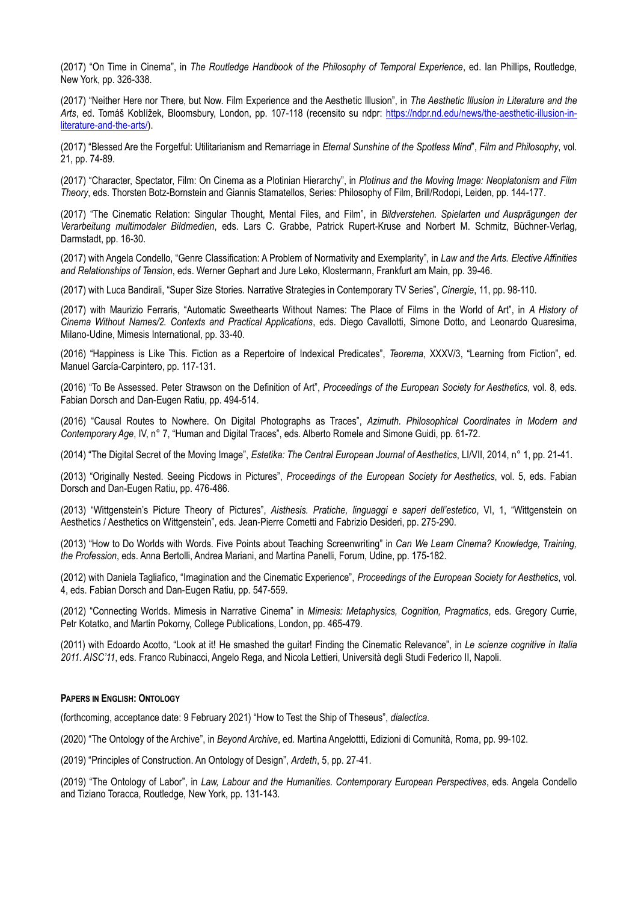(2017) "On Time in Cinema", in *The Routledge Handbook of the Philosophy of Temporal Experience*, ed. Ian Phillips, Routledge, New York, pp. 326-338.

(2017) "Neither Here nor There, but Now. Film Experience and the Aesthetic Illusion", in *The Aesthetic Illusion in Literature and the Arts*, ed. Tomáš Koblížek, Bloomsbury, London, pp. 107-118 (recensito su ndpr: https://ndpr.nd.edu/news/the-aesthetic-illusion-in-literature-and-the-arts/).

(2017) "Blessed Are the Forgetful: Utilitarianism and Remarriage in *Eternal Sunshine of the Spotless Mind*", *Film and Philosophy*, vol. 21, pp. 74-89.

(2017) "Character, Spectator, Film: On Cinema as a Plotinian Hierarchy", in *Plotinus and the Moving Image: Neoplatonism and Film Theory*, eds. Thorsten Botz-Bornstein and Giannis Stamatellos, Series: Philosophy of Film, Brill/Rodopi, Leiden, pp. 144-177.

(2017) "The Cinematic Relation: Singular Thought, Mental Files, and Film", in *Bildverstehen. Spielarten und Ausprägungen der Verarbeitung multimodaler Bildmedien*, eds. Lars C. Grabbe, Patrick Rupert-Kruse and Norbert M. Schmitz, Büchner-Verlag, Darmstadt, pp. 16-30.

(2017) with Angela Condello, "Genre Classification: A Problem of Normativity and Exemplarity", in *Law and the Arts. Elective Affinities and Relationships of Tension*, eds. Werner Gephart and Jure Leko, Klostermann, Frankfurt am Main, pp. 39-46.

(2017) with Luca Bandirali, "Super Size Stories. Narrative Strategies in Contemporary TV Series", *Cinergie*, 11, pp. 98-110.

(2017) with Maurizio Ferraris, "Automatic Sweethearts Without Names: The Place of Films in the World of Art", in *A History of Cinema Without Names/2. Contexts and Practical Applications*, eds. Diego Cavallotti, Simone Dotto, and Leonardo Quaresima, Milano-Udine, Mimesis International, pp. 33-40.

(2016) "Happiness is Like This. Fiction as a Repertoire of Indexical Predicates", *Teorema*, XXXV/3, "Learning from Fiction", ed. Manuel García-Carpintero, pp. 117-131.

(2016) "To Be Assessed. Peter Strawson on the Definition of Art", *Proceedings of the European Society for Aesthetics*, vol. 8, eds. Fabian Dorsch and Dan-Eugen Ratiu, pp. 494-514.

(2016) "Causal Routes to Nowhere. On Digital Photographs as Traces", *Azimuth. Philosophical Coordinates in Modern and Contemporary Age*, IV, n° 7, "Human and Digital Traces", eds. Alberto Romele and Simone Guidi, pp. 61-72.

(2014) "The Digital Secret of the Moving Image", *Estetika: The Central European Journal of Aesthetics*, LI/VII, 2014, n° 1, pp. 21-41.

(2013) "Originally Nested. Seeing Picdows in Pictures", *Proceedings of the European Society for Aesthetics*, vol. 5, eds. Fabian Dorsch and Dan-Eugen Ratiu, pp. 476-486.

(2013) "Wittgenstein's Picture Theory of Pictures", *Aisthesis. Pratiche, linguaggi e saperi dell'estetico*, VI, 1, "Wittgenstein on Aesthetics / Aesthetics on Wittgenstein", eds. Jean-Pierre Cometti and Fabrizio Desideri, pp. 275-290.

(2013) "How to Do Worlds with Words. Five Points about Teaching Screenwriting" in *Can We Learn Cinema? Knowledge, Training, the Profession*, eds. Anna Bertolli, Andrea Mariani, and Martina Panelli, Forum, Udine, pp. 175-182.

(2012) with Daniela Tagliafico, "Imagination and the Cinematic Experience", *Proceedings of the European Society for Aesthetics*, vol. 4, eds. Fabian Dorsch and Dan-Eugen Ratiu, pp. 547-559.

(2012) "Connecting Worlds. Mimesis in Narrative Cinema" in *Mimesis: Metaphysics, Cognition, Pragmatics*, eds. Gregory Currie, Petr Kotatko, and Martin Pokorny, College Publications, London, pp. 465-479.

(2011) with Edoardo Acotto, "Look at it! He smashed the guitar! Finding the Cinematic Relevance", in *Le scienze cognitive in Italia 2011. AISC'11*, eds. Franco Rubinacci, Angelo Rega, and Nicola Lettieri, Università degli Studi Federico II, Napoli.

**PAPERS IN ENGLISH: ONTOLOGY**

(forthcoming, acceptance date: 9 February 2021) "How to Test the Ship of Theseus", *dialectica*.

(2020) "The Ontology of the Archive", in *Beyond Archive*, ed. Martina Angelottti, Edizioni di Comunità, Roma, pp. 99-102.

(2019) "Principles of Construction. An Ontology of Design", *Ardeth*, 5, pp. 27-41.

(2019) "The Ontology of Labor", in *Law, Labour and the Humanities. Contemporary European Perspectives*, eds. Angela Condello and Tiziano Toracca, Routledge, New York, pp. 131-143.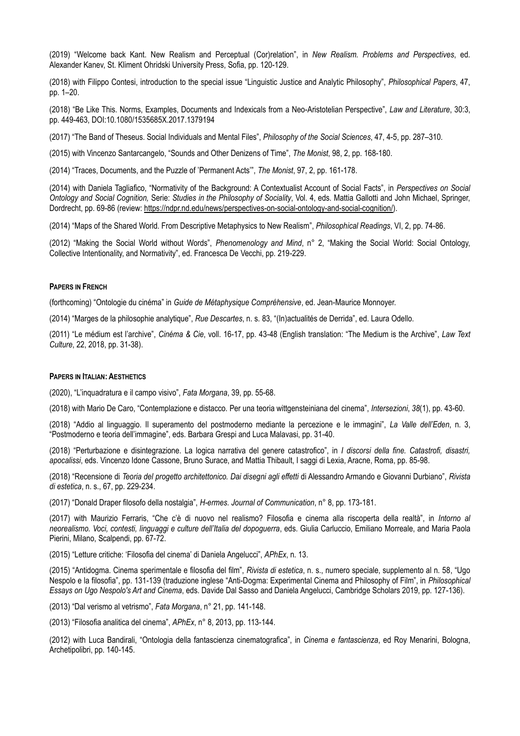(2019) "Welcome back Kant. New Realism and Perceptual (Cor)relation", in *New Realism. Problems and Perspectives*, ed. Alexander Kanev, St. Kliment Ohridski University Press, Sofia, pp. 120-129.

(2018) with Filippo Contesi, introduction to the special issue "Linguistic Justice and Analytic Philosophy", *Philosophical Papers*, 47, pp. 1–20.

(2018) "Be Like This. Norms, Examples, Documents and Indexicals from a Neo-Aristotelian Perspective", *Law and Literature*, 30:3, pp. 449-463, DOI:10.1080/1535685X.2017.1379194

(2017) "The Band of Theseus. Social Individuals and Mental Files", *Philosophy of the Social Sciences*, 47, 4-5, pp. 287–310.

(2015) with Vincenzo Santarcangelo, "Sounds and Other Denizens of Time", *The Monist*, 98, 2, pp. 168-180.

(2014) "Traces, Documents, and the Puzzle of 'Permanent Acts'", *The Monist*, 97, 2, pp. 161-178.

(2014) with Daniela Tagliafico, "Normativity of the Background: A Contextualist Account of Social Facts", in *Perspectives on Social Ontology and Social Cognition,* Serie: *Studies in the Philosophy of Sociality*, Vol. 4, eds. Mattia Gallotti and John Michael, Springer, Dordrecht, pp. 69-86 (review: https://ndpr.nd.edu/news/perspectives-on-social-ontology-and-social-cognition/).

(2014) "Maps of the Shared World. From Descriptive Metaphysics to New Realism", *Philosophical Readings*, VI, 2, pp. 74-86.

(2012) "Making the Social World without Words", *Phenomenology and Mind*, n° 2, "Making the Social World: Social Ontology, Collective Intentionality, and Normativity", ed. Francesca De Vecchi, pp. 219-229.

**PAPERS IN FRENCH**

(forthcoming) "Ontologie du cinéma" in *Guide de Métaphysique Compréhensive*, ed. Jean-Maurice Monnoyer.

(2014) "Marges de la philosophie analytique", *Rue Descartes*, n. s. 83, "(In)actualités de Derrida", ed. Laura Odello.

(2011) "Le médium est l'archive", *Cinéma & Cie*, voll. 16-17, pp. 43-48 (English translation: "The Medium is the Archive", *Law Text Culture*, 22, 2018, pp. 31-38).

**PAPERS IN ITALIAN: AESTHETICS**

(2020), "L'inquadratura e il campo visivo", *Fata Morgana*, 39, pp. 55-68.

(2018) with Mario De Caro, "Contemplazione e distacco. Per una teoria wittgensteiniana del cinema", *Intersezioni*, *38*(1), pp. 43-60.

(2018) "Addio al linguaggio. Il superamento del postmoderno mediante la percezione e le immagini", *La Valle dell'Eden*, n. 3, "Postmoderno e teoria dell'immagine", eds. Barbara Grespi and Luca Malavasi, pp. 31-40.

(2018) "Perturbazione e disintegrazione. La logica narrativa del genere catastrofico", in *I discorsi della fine. Catastrofi, disastri, apocalissi*, eds. Vincenzo Idone Cassone, Bruno Surace, and Mattia Thibault, I saggi di Lexia, Aracne, Roma, pp. 85-98.

(2018) "Recensione di *Teoria del progetto architettonico. Dai disegni agli effetti* di Alessandro Armando e Giovanni Durbiano", *Rivista di estetica*, n. s., 67, pp. 229-234.

(2017) "Donald Draper filosofo della nostalgia", *H-ermes. Journal of Communication*, n° 8, pp. 173-181.

(2017) with Maurizio Ferraris, "Che c'è di nuovo nel realismo? Filosofia e cinema alla riscoperta della realtà", in *Intorno al neorealismo. Voci, contesti, linguaggi e culture dell'Italia del dopoguerra*, eds. Giulia Carluccio, Emiliano Morreale, and Maria Paola Pierini, Milano, Scalpendi, pp. 67-72.

(2015) "Letture critiche: 'Filosofia del cinema' di Daniela Angelucci", *APhEx*, n. 13.

(2015) "Antidogma. Cinema sperimentale e filosofia del film", *Rivista di estetica*, n. s., numero speciale, supplemento al n. 58, "Ugo Nespolo e la filosofia", pp. 131-139 (traduzione inglese "Anti-Dogma: Experimental Cinema and Philosophy of Film", in *Philosophical Essays on Ugo Nespolo's Art and Cinema*, eds. Davide Dal Sasso and Daniela Angelucci, Cambridge Scholars 2019, pp. 127-136).

(2013) "Dal verismo al vetrismo", *Fata Morgana*, n° 21, pp. 141-148.

(2013) "Filosofia analitica del cinema", *APhEx*, n° 8, 2013, pp. 113-144.

(2012) with Luca Bandirali, "Ontologia della fantascienza cinematografica", in *Cinema e fantascienza*, ed Roy Menarini, Bologna, Archetipolibri, pp. 140-145.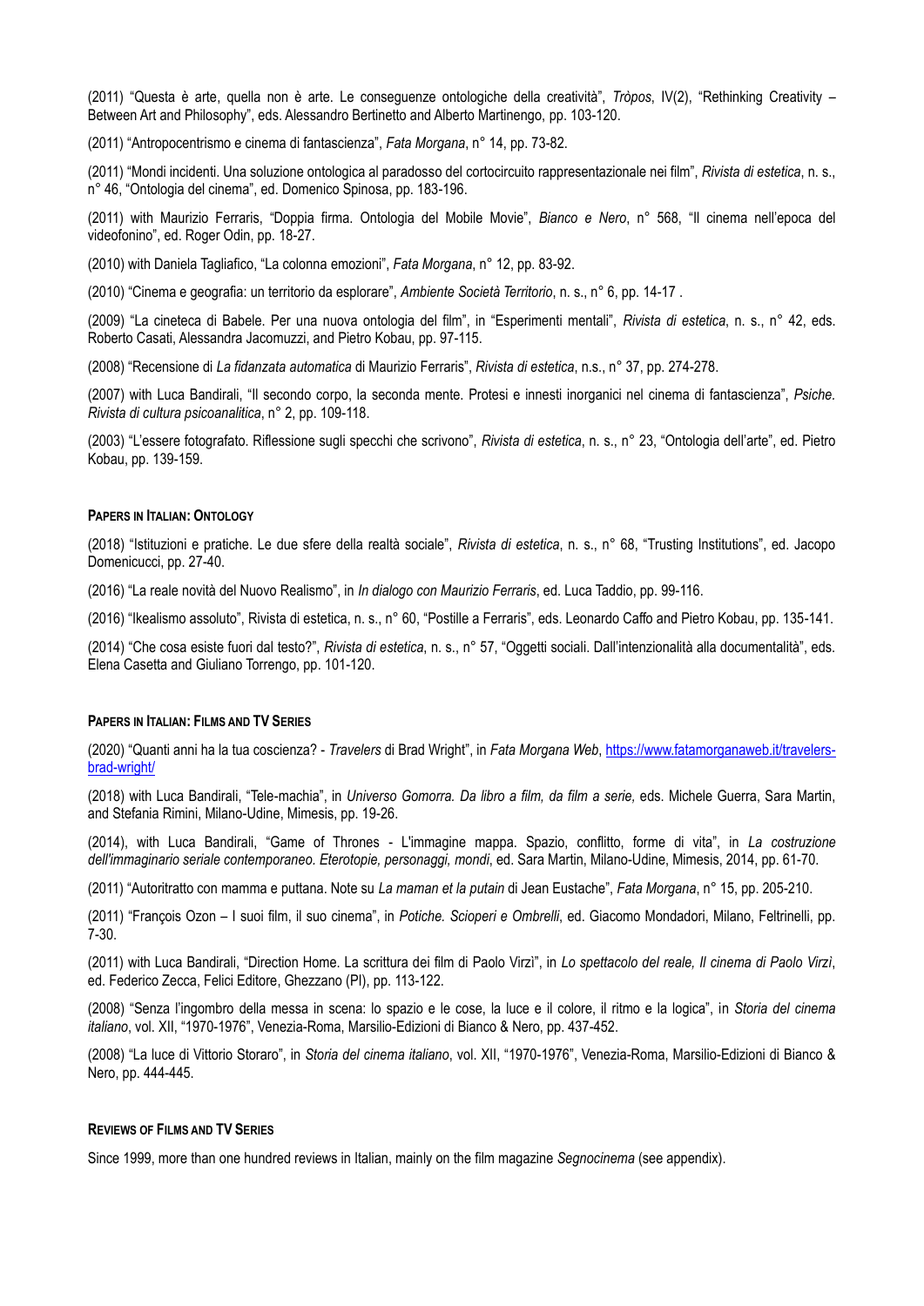(2011) "Questa è arte, quella non è arte. Le conseguenze ontologiche della creatività", *Tròpos*, IV(2), "Rethinking Creativity – Between Art and Philosophy", eds. Alessandro Bertinetto and Alberto Martinengo, pp. 103-120.

(2011) "Antropocentrismo e cinema di fantascienza", *Fata Morgana*, n° 14, pp. 73-82.

(2011) "Mondi incidenti. Una soluzione ontologica al paradosso del cortocircuito rappresentazionale nei film", *Rivista di estetica*, n. s., n° 46, "Ontologia del cinema", ed. Domenico Spinosa, pp. 183-196.

(2011) with Maurizio Ferraris, "Doppia firma. Ontologia del Mobile Movie", *Bianco e Nero*, n° 568, "Il cinema nell'epoca del videofonino", ed. Roger Odin, pp. 18-27.

(2010) with Daniela Tagliafico, "La colonna emozioni", *Fata Morgana*, n° 12, pp. 83-92.

(2010) "Cinema e geografia: un territorio da esplorare", *Ambiente Società Territorio*, n. s., n° 6, pp. 14-17 .

(2009) "La cineteca di Babele. Per una nuova ontologia del film", in "Esperimenti mentali", *Rivista di estetica*, n. s., n° 42, eds. Roberto Casati, Alessandra Jacomuzzi, and Pietro Kobau, pp. 97-115.

(2008) "Recensione di *La fidanzata automatica* di Maurizio Ferraris", *Rivista di estetica*, n.s., n° 37, pp. 274-278.

(2007) with Luca Bandirali, "Il secondo corpo, la seconda mente. Protesi e innesti inorganici nel cinema di fantascienza", *Psiche. Rivista di cultura psicoanalitica*, n° 2, pp. 109-118.

(2003) "L'essere fotografato. Riflessione sugli specchi che scrivono", *Rivista di estetica*, n. s., n° 23, "Ontologia dell'arte", ed. Pietro Kobau, pp. 139-159.

#### PAPERS IN ITALIAN: ONTOLOGY

(2018) "Istituzioni e pratiche. Le due sfere della realtà sociale", *Rivista di estetica*, n. s., n° 68, "Trusting Institutions", ed. Jacopo Domenicucci, pp. 27-40.

(2016) "La reale novità del Nuovo Realismo", in *In dialogo con Maurizio Ferraris*, ed. Luca Taddio, pp. 99-116.

(2016) "Ikealismo assoluto", Rivista di estetica, n. s., n° 60, "Postille a Ferraris", eds. Leonardo Caffo and Pietro Kobau, pp. 135-141.

(2014) "Che cosa esiste fuori dal testo?", *Rivista di estetica*, n. s., n° 57, "Oggetti sociali. Dall'intenzionalità alla documentalità", eds. Elena Casetta and Giuliano Torrengo, pp. 101-120.

#### PAPERS IN ITALIAN: FILMS AND TV SERIES

(2020) "Quanti anni ha la tua coscienza? - *Travelers* di Brad Wright", in *Fata Morgana Web*, https://www.fatamorganaweb.it/travelers-brad-wright/

(2018) with Luca Bandirali, "Tele-machia", in *Universo Gomorra. Da libro a film, da film a serie,* eds. Michele Guerra, Sara Martin, and Stefania Rimini, Milano-Udine, Mimesis, pp. 19-26.

(2014), with Luca Bandirali, "Game of Thrones - L'immagine mappa. Spazio, conflitto, forme di vita", in *La costruzione dell'immaginario seriale contemporaneo. Eterotopie, personaggi, mondi*, ed. Sara Martin, Milano-Udine, Mimesis, 2014, pp. 61-70.

(2011) "Autoritratto con mamma e puttana. Note su *La maman et la putain* di Jean Eustache", *Fata Morgana*, n° 15, pp. 205-210.

(2011) "François Ozon – I suoi film, il suo cinema", in *Potiche. Scioperi e Ombrelli*, ed. Giacomo Mondadori, Milano, Feltrinelli, pp. 7-30.

(2011) with Luca Bandirali, "Direction Home. La scrittura dei film di Paolo Virzì", in *Lo spettacolo del reale, Il cinema di Paolo Virzì*, ed. Federico Zecca, Felici Editore, Ghezzano (PI), pp. 113-122.

(2008) "Senza l'ingombro della messa in scena: lo spazio e le cose, la luce e il colore, il ritmo e la logica", in *Storia del cinema italiano*, vol. XII, "1970-1976", Venezia-Roma, Marsilio-Edizioni di Bianco & Nero, pp. 437-452.

(2008) "La luce di Vittorio Storaro", in *Storia del cinema italiano*, vol. XII, "1970-1976", Venezia-Roma, Marsilio-Edizioni di Bianco & Nero, pp. 444-445.

#### REVIEWS OF FILMS AND TV SERIES

Since 1999, more than one hundred reviews in Italian, mainly on the film magazine *Segnocinema* (see appendix).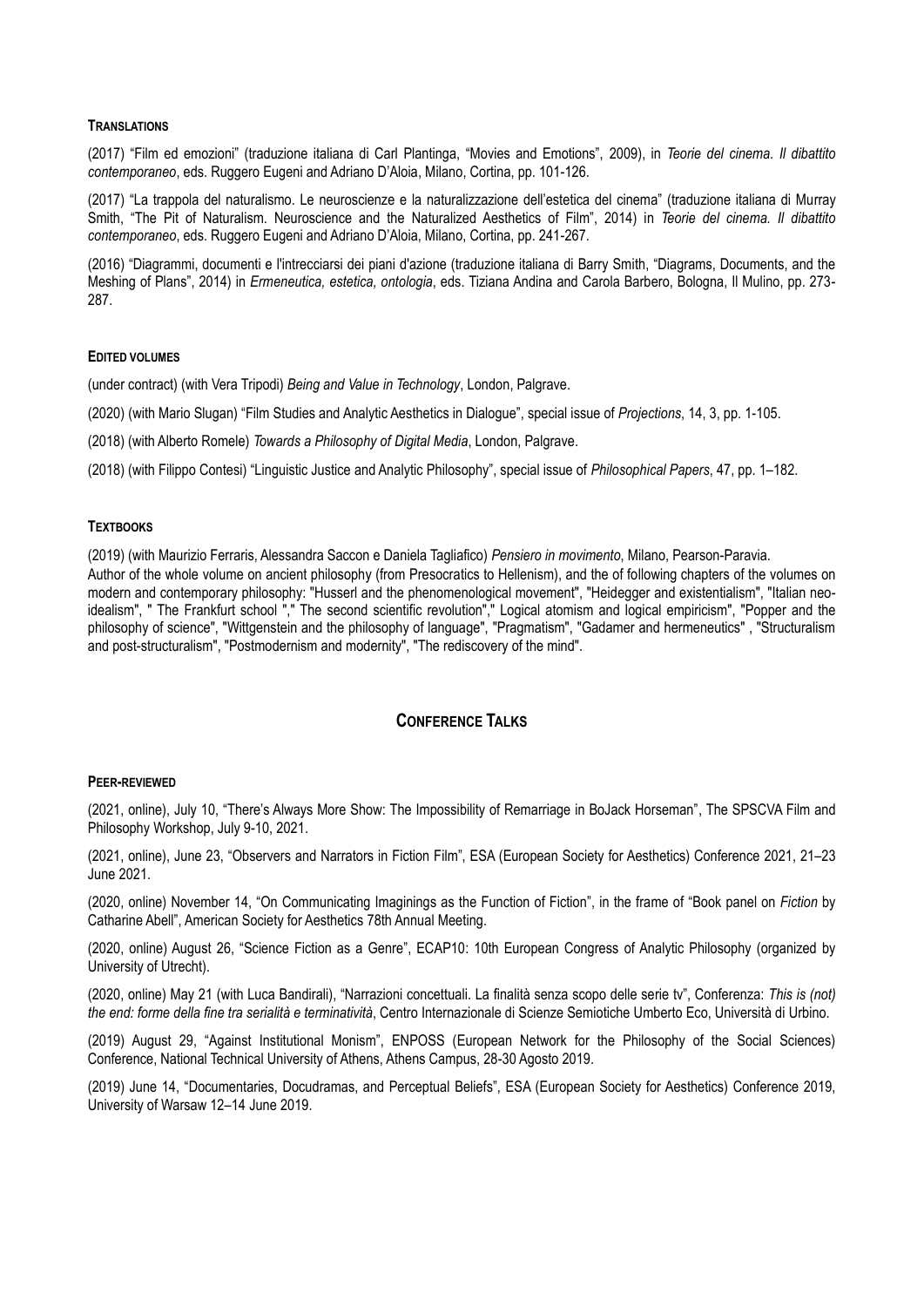#### TRANSLATIONS

(2017) "Film ed emozioni" (traduzione italiana di Carl Plantinga, "Movies and Emotions", 2009), in *Teorie del cinema. Il dibattito contemporaneo*, eds. Ruggero Eugeni and Adriano D'Aloia, Milano, Cortina, pp. 101-126.

(2017) "La trappola del naturalismo. Le neuroscienze e la naturalizzazione dell'estetica del cinema" (traduzione italiana di Murray Smith, "The Pit of Naturalism. Neuroscience and the Naturalized Aesthetics of Film", 2014) in *Teorie del cinema. Il dibattito contemporaneo*, eds. Ruggero Eugeni and Adriano D'Aloia, Milano, Cortina, pp. 241-267.

(2016) "Diagrammi, documenti e l'intrecciarsi dei piani d'azione (traduzione italiana di Barry Smith, "Diagrams, Documents, and the Meshing of Plans", 2014) in *Ermeneutica, estetica, ontologia*, eds. Tiziana Andina and Carola Barbero, Bologna, Il Mulino, pp. 273-287.

#### EDITED VOLUMES

(under contract) (with Vera Tripodi) *Being and Value in Technology*, London, Palgrave.

(2020) (with Mario Slugan) "Film Studies and Analytic Aesthetics in Dialogue", special issue of *Projections*, 14, 3, pp. 1-105.

(2018) (with Alberto Romele) *Towards a Philosophy of Digital Media*, London, Palgrave.

(2018) (with Filippo Contesi) "Linguistic Justice and Analytic Philosophy", special issue of *Philosophical Papers*, 47, pp. 1–182.

#### TEXTBOOKS

(2019) (with Maurizio Ferraris, Alessandra Saccon e Daniela Tagliafico) *Pensiero in movimento*, Milano, Pearson-Paravia.
Author of the whole volume on ancient philosophy (from Presocratics to Hellenism), and the of following chapters of the volumes on modern and contemporary philosophy: "Husserl and the phenomenological movement", "Heidegger and existentialism", "Italian neo-idealism", " The Frankfurt school "," The second scientific revolution"," Logical atomism and logical empiricism", "Popper and the philosophy of science", "Wittgenstein and the philosophy of language", "Pragmatism", "Gadamer and hermeneutics" , "Structuralism and post-structuralism", "Postmodernism and modernity", "The rediscovery of the mind".

## CONFERENCE TALKS

#### PEER-REVIEWED

(2021, online), July 10, "There's Always More Show: The Impossibility of Remarriage in BoJack Horseman", The SPSCVA Film and Philosophy Workshop, July 9-10, 2021.

(2021, online), June 23, "Observers and Narrators in Fiction Film", ESA (European Society for Aesthetics) Conference 2021, 21–23 June 2021.

(2020, online) November 14, "On Communicating Imaginings as the Function of Fiction", in the frame of "Book panel on *Fiction* by Catharine Abell", American Society for Aesthetics 78th Annual Meeting.

(2020, online) August 26, "Science Fiction as a Genre", ECAP10: 10th European Congress of Analytic Philosophy (organized by University of Utrecht).

(2020, online) May 21 (with Luca Bandirali), "Narrazioni concettuali. La finalità senza scopo delle serie tv", Conferenza: *This is (not) the end: forme della fine tra serialità e terminatività*, Centro Internazionale di Scienze Semiotiche Umberto Eco, Università di Urbino.

(2019) August 29, "Against Institutional Monism", ENPOSS (European Network for the Philosophy of the Social Sciences) Conference, National Technical University of Athens, Athens Campus, 28-30 Agosto 2019.

(2019) June 14, "Documentaries, Docudramas, and Perceptual Beliefs", ESA (European Society for Aesthetics) Conference 2019, University of Warsaw 12–14 June 2019.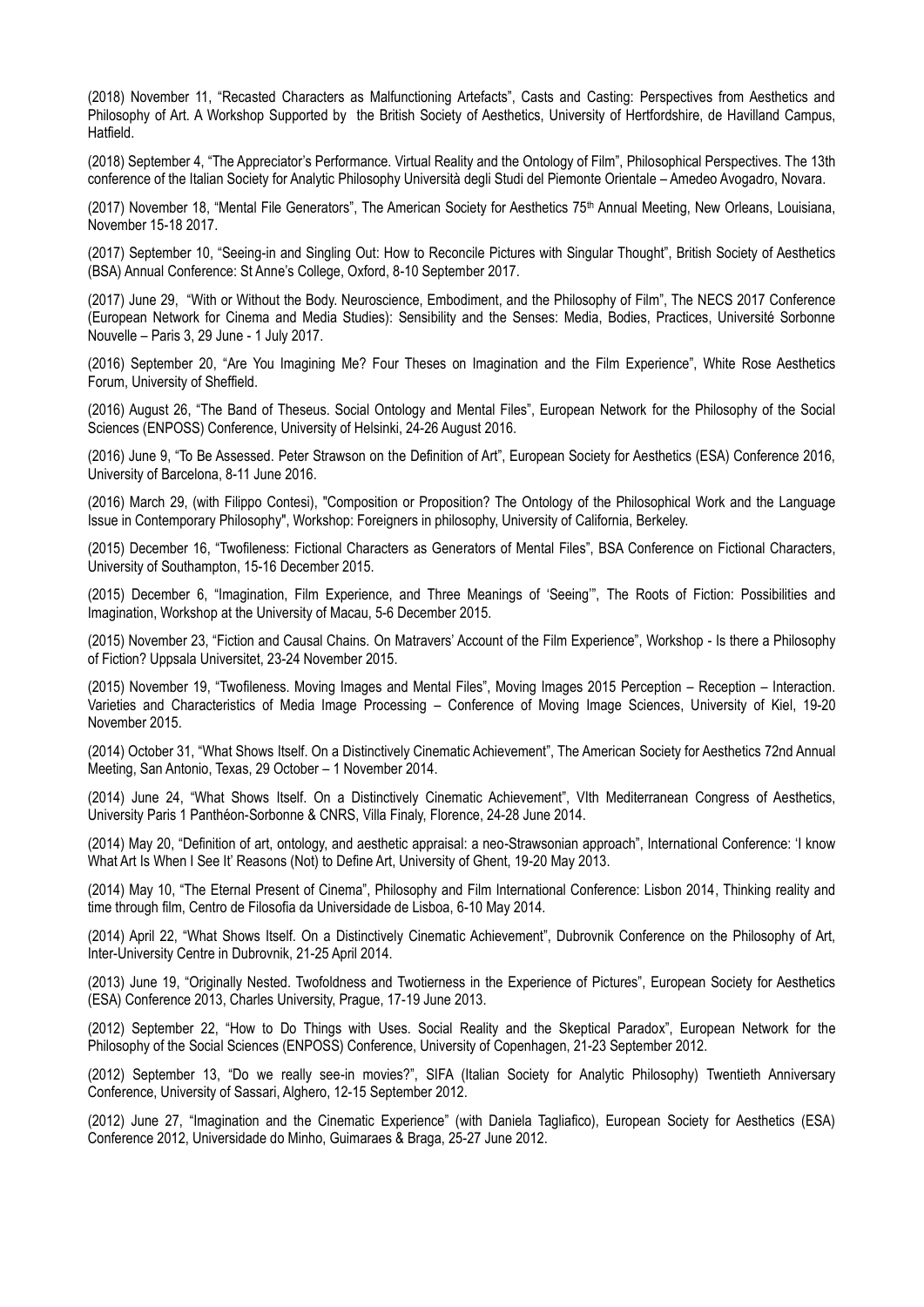(2018) November 11, "Recasted Characters as Malfunctioning Artefacts", Casts and Casting: Perspectives from Aesthetics and Philosophy of Art. A Workshop Supported by the British Society of Aesthetics, University of Hertfordshire, de Havilland Campus, Hatfield.

(2018) September 4, "The Appreciator's Performance. Virtual Reality and the Ontology of Film", Philosophical Perspectives. The 13th conference of the Italian Society for Analytic Philosophy Università degli Studi del Piemonte Orientale – Amedeo Avogadro, Novara.

(2017) November 18, "Mental File Generators", The American Society for Aesthetics 75th Annual Meeting, New Orleans, Louisiana, November 15-18 2017.

(2017) September 10, "Seeing-in and Singling Out: How to Reconcile Pictures with Singular Thought", British Society of Aesthetics (BSA) Annual Conference: St Anne's College, Oxford, 8-10 September 2017.

(2017) June 29, "With or Without the Body. Neuroscience, Embodiment, and the Philosophy of Film", The NECS 2017 Conference (European Network for Cinema and Media Studies): Sensibility and the Senses: Media, Bodies, Practices, Université Sorbonne Nouvelle – Paris 3, 29 June - 1 July 2017.

(2016) September 20, "Are You Imagining Me? Four Theses on Imagination and the Film Experience", White Rose Aesthetics Forum, University of Sheffield.

(2016) August 26, "The Band of Theseus. Social Ontology and Mental Files", European Network for the Philosophy of the Social Sciences (ENPOSS) Conference, University of Helsinki, 24-26 August 2016.

(2016) June 9, "To Be Assessed. Peter Strawson on the Definition of Art", European Society for Aesthetics (ESA) Conference 2016, University of Barcelona, 8-11 June 2016.

(2016) March 29, (with Filippo Contesi), "Composition or Proposition? The Ontology of the Philosophical Work and the Language Issue in Contemporary Philosophy", Workshop: Foreigners in philosophy, University of California, Berkeley.

(2015) December 16, "Twofileness: Fictional Characters as Generators of Mental Files", BSA Conference on Fictional Characters, University of Southampton, 15-16 December 2015.

(2015) December 6, "Imagination, Film Experience, and Three Meanings of 'Seeing'", The Roots of Fiction: Possibilities and Imagination, Workshop at the University of Macau, 5-6 December 2015.

(2015) November 23, "Fiction and Causal Chains. On Matravers' Account of the Film Experience", Workshop - Is there a Philosophy of Fiction? Uppsala Universitet, 23-24 November 2015.

(2015) November 19, "Twofileness. Moving Images and Mental Files", Moving Images 2015 Perception – Reception – Interaction. Varieties and Characteristics of Media Image Processing – Conference of Moving Image Sciences, University of Kiel, 19-20 November 2015.

(2014) October 31, "What Shows Itself. On a Distinctively Cinematic Achievement", The American Society for Aesthetics 72nd Annual Meeting, San Antonio, Texas, 29 October – 1 November 2014.

(2014) June 24, "What Shows Itself. On a Distinctively Cinematic Achievement", VIth Mediterranean Congress of Aesthetics, University Paris 1 Panthéon-Sorbonne & CNRS, Villa Finaly, Florence, 24-28 June 2014.

(2014) May 20, "Definition of art, ontology, and aesthetic appraisal: a neo-Strawsonian approach", International Conference: 'I know What Art Is When I See It' Reasons (Not) to Define Art, University of Ghent, 19-20 May 2013.

(2014) May 10, "The Eternal Present of Cinema", Philosophy and Film International Conference: Lisbon 2014, Thinking reality and time through film, Centro de Filosofia da Universidade de Lisboa, 6-10 May 2014.

(2014) April 22, "What Shows Itself. On a Distinctively Cinematic Achievement", Dubrovnik Conference on the Philosophy of Art, Inter-University Centre in Dubrovnik, 21-25 April 2014.

(2013) June 19, "Originally Nested. Twofoldness and Twotierness in the Experience of Pictures", European Society for Aesthetics (ESA) Conference 2013, Charles University, Prague, 17-19 June 2013.

(2012) September 22, "How to Do Things with Uses. Social Reality and the Skeptical Paradox", European Network for the Philosophy of the Social Sciences (ENPOSS) Conference, University of Copenhagen, 21-23 September 2012.

(2012) September 13, "Do we really see-in movies?", SIFA (Italian Society for Analytic Philosophy) Twentieth Anniversary Conference, University of Sassari, Alghero, 12-15 September 2012.

(2012) June 27, "Imagination and the Cinematic Experience" (with Daniela Tagliafico), European Society for Aesthetics (ESA) Conference 2012, Universidade do Minho, Guimaraes & Braga, 25-27 June 2012.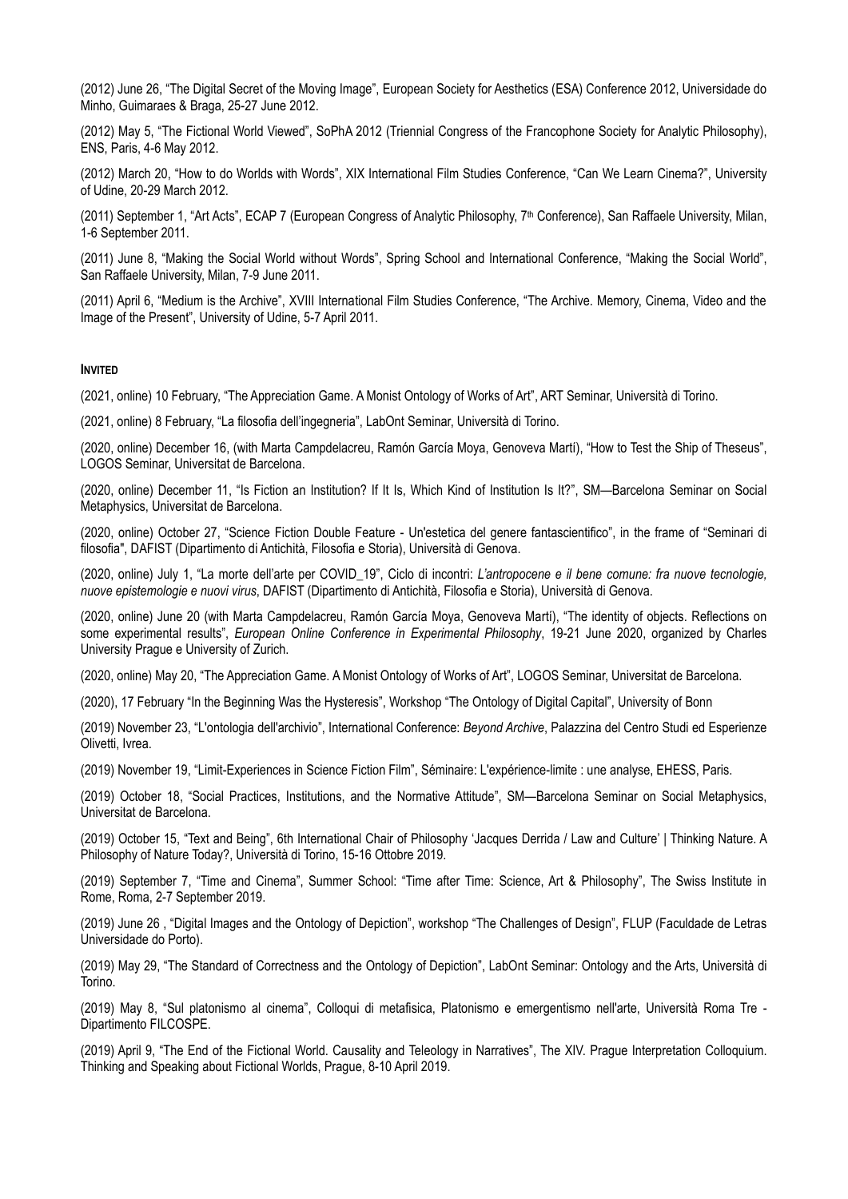(2012) June 26, “The Digital Secret of the Moving Image”, European Society for Aesthetics (ESA) Conference 2012, Universidade do Minho, Guimaraes & Braga, 25-27 June 2012.

(2012) May 5, “The Fictional World Viewed”, SoPhA 2012 (Triennial Congress of the Francophone Society for Analytic Philosophy), ENS, Paris, 4-6 May 2012.

(2012) March 20, “How to do Worlds with Words”, XIX International Film Studies Conference, “Can We Learn Cinema?”, University of Udine, 20-29 March 2012.

(2011) September 1, “Art Acts”, ECAP 7 (European Congress of Analytic Philosophy, 7th Conference), San Raffaele University, Milan, 1-6 September 2011.

(2011) June 8, “Making the Social World without Words”, Spring School and International Conference, “Making the Social World”, San Raffaele University, Milan, 7-9 June 2011.

(2011) April 6, “Medium is the Archive”, XVIII International Film Studies Conference, “The Archive. Memory, Cinema, Video and the Image of the Present”, University of Udine, 5-7 April 2011.

**INVITED**

(2021, online) 10 February, “The Appreciation Game. A Monist Ontology of Works of Art”, ART Seminar, Università di Torino.

(2021, online) 8 February, “La filosofia dell’ingegneria”, LabOnt Seminar, Università di Torino.

(2020, online) December 16, (with Marta Campdelacreu, Ramón García Moya, Genoveva Martí), “How to Test the Ship of Theseus”, LOGOS Seminar, Universitat de Barcelona.

(2020, online) December 11, “Is Fiction an Institution? If It Is, Which Kind of Institution Is It?”, SM—Barcelona Seminar on Social Metaphysics, Universitat de Barcelona.

(2020, online) October 27, “Science Fiction Double Feature - Un'estetica del genere fantascientifico”, in the frame of “Seminari di filosofia", DAFIST (Dipartimento di Antichità, Filosofia e Storia), Università di Genova.

(2020, online) July 1, “La morte dell’arte per COVID_19”, Ciclo di incontri: *L’antropocene e il bene comune: fra nuove tecnologie, nuove epistemologie e nuovi virus*, DAFIST (Dipartimento di Antichità, Filosofia e Storia), Università di Genova.

(2020, online) June 20 (with Marta Campdelacreu, Ramón García Moya, Genoveva Martí), “The identity of objects. Reflections on some experimental results”, *European Online Conference in Experimental Philosophy*, 19-21 June 2020, organized by Charles University Prague e University of Zurich.

(2020, online) May 20, “The Appreciation Game. A Monist Ontology of Works of Art”, LOGOS Seminar, Universitat de Barcelona.

(2020), 17 February “In the Beginning Was the Hysteresis”, Workshop “The Ontology of Digital Capital”, University of Bonn

(2019) November 23, “L'ontologia dell'archivio”, International Conference: *Beyond Archive*, Palazzina del Centro Studi ed Esperienze Olivetti, Ivrea.

(2019) November 19, “Limit-Experiences in Science Fiction Film”, Séminaire: L'expérience-limite : une analyse, EHESS, Paris.

(2019) October 18, “Social Practices, Institutions, and the Normative Attitude”, SM—Barcelona Seminar on Social Metaphysics, Universitat de Barcelona.

(2019) October 15, “Text and Being”, 6th International Chair of Philosophy ‘Jacques Derrida / Law and Culture’ | Thinking Nature. A Philosophy of Nature Today?, Università di Torino, 15-16 Ottobre 2019.

(2019) September 7, “Time and Cinema”, Summer School: “Time after Time: Science, Art & Philosophy”, The Swiss Institute in Rome, Roma, 2-7 September 2019.

(2019) June 26 , “Digital Images and the Ontology of Depiction”, workshop “The Challenges of Design”, FLUP (Faculdade de Letras Universidade do Porto).

(2019) May 29, “The Standard of Correctness and the Ontology of Depiction”, LabOnt Seminar: Ontology and the Arts, Università di Torino.

(2019) May 8, “Sul platonismo al cinema”, Colloqui di metafisica, Platonismo e emergentismo nell'arte, Università Roma Tre - Dipartimento FILCOSPE.

(2019) April 9, “The End of the Fictional World. Causality and Teleology in Narratives”, The XIV. Prague Interpretation Colloquium. Thinking and Speaking about Fictional Worlds, Prague, 8-10 April 2019.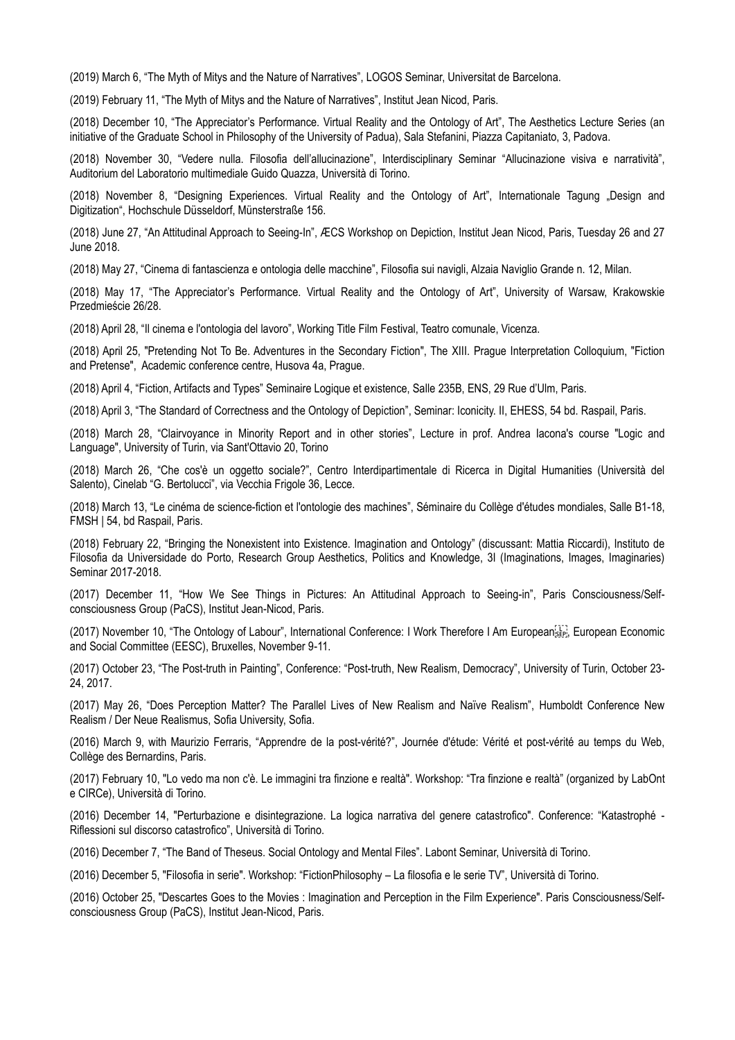(2019) March 6, “The Myth of Mitys and the Nature of Narratives”, LOGOS Seminar, Universitat de Barcelona.

(2019) February 11, “The Myth of Mitys and the Nature of Narratives”, Institut Jean Nicod, Paris.

(2018) December 10, “The Appreciator’s Performance. Virtual Reality and the Ontology of Art”, The Aesthetics Lecture Series (an initiative of the Graduate School in Philosophy of the University of Padua), Sala Stefanini, Piazza Capitaniato, 3, Padova.

(2018) November 30, “Vedere nulla. Filosofia dell’allucinazione”, Interdisciplinary Seminar “Allucinazione visiva e narratività”, Auditorium del Laboratorio multimediale Guido Quazza, Università di Torino.

(2018) November 8, “Designing Experiences. Virtual Reality and the Ontology of Art”, Internationale Tagung „Design and Digitization“, Hochschule Düsseldorf, Münsterstraße 156.

(2018) June 27, “An Attitudinal Approach to Seeing-In”, ÆCS Workshop on Depiction, Institut Jean Nicod, Paris, Tuesday 26 and 27 June 2018.

(2018) May 27, “Cinema di fantascienza e ontologia delle macchine”, Filosofia sui navigli, Alzaia Naviglio Grande n. 12, Milan.

(2018) May 17, “The Appreciator’s Performance. Virtual Reality and the Ontology of Art”, University of Warsaw, Krakowskie Przedmieście 26/28.

(2018) April 28, “Il cinema e l'ontologia del lavoro”, Working Title Film Festival, Teatro comunale, Vicenza.

(2018) April 25, "Pretending Not To Be. Adventures in the Secondary Fiction", The XIII. Prague Interpretation Colloquium, "Fiction and Pretense", Academic conference centre, Husova 4a, Prague.

(2018) April 4, “Fiction, Artifacts and Types” Seminaire Logique et existence, Salle 235B, ENS, 29 Rue d’Ulm, Paris.

(2018) April 3, “The Standard of Correctness and the Ontology of Depiction”, Seminar: Iconicity. II, EHESS, 54 bd. Raspail, Paris.

(2018) March 28, “Clairvoyance in Minority Report and in other stories”, Lecture in prof. Andrea Iacona's course "Logic and Language", University of Turin, via Sant'Ottavio 20, Torino

(2018) March 26, “Che cos'è un oggetto sociale?”, Centro Interdipartimentale di Ricerca in Digital Humanities (Università del Salento), Cinelab “G. Bertolucci”, via Vecchia Frigole 36, Lecce.

(2018) March 13, “Le cinéma de science-fiction et l'ontologie des machines”, Séminaire du Collège d'études mondiales, Salle B1-18, FMSH | 54, bd Raspail, Paris.

(2018) February 22, “Bringing the Nonexistent into Existence. Imagination and Ontology” (discussant: Mattia Riccardi), Instituto de Filosofia da Universidade do Porto, Research Group Aesthetics, Politics and Knowledge, 3I (Imaginations, Images, Imaginaries) Seminar 2017-2018.

(2017) December 11, “How We See Things in Pictures: An Attitudinal Approach to Seeing-in”, Paris Consciousness/Self-consciousness Group (PaCS), Institut Jean-Nicod, Paris.

(2017) November 10, “The Ontology of Labour”, International Conference: I Work Therefore I Am European, European Economic and Social Committee (EESC), Bruxelles, November 9-11.

(2017) October 23, “The Post-truth in Painting”, Conference: “Post-truth, New Realism, Democracy”, University of Turin, October 23-24, 2017.

(2017) May 26, “Does Perception Matter? The Parallel Lives of New Realism and Naïve Realism”, Humboldt Conference New Realism / Der Neue Realismus, Sofia University, Sofia.

(2016) March 9, with Maurizio Ferraris, “Apprendre de la post-vérité?”, Journée d'étude: Vérité et post-vérité au temps du Web, Collège des Bernardins, Paris.

(2017) February 10, "Lo vedo ma non c'è. Le immagini tra finzione e realtà". Workshop: “Tra finzione e realtà” (organized by LabOnt e CIRCe), Università di Torino.

(2016) December 14, "Perturbazione e disintegrazione. La logica narrativa del genere catastrofico". Conference: “Katastrophé - Riflessioni sul discorso catastrofico”, Università di Torino.

(2016) December 7, “The Band of Theseus. Social Ontology and Mental Files”. Labont Seminar, Università di Torino.

(2016) December 5, "Filosofia in serie". Workshop: “FictionPhilosophy – La filosofia e le serie TV”, Università di Torino.

(2016) October 25, "Descartes Goes to the Movies : Imagination and Perception in the Film Experience". Paris Consciousness/Self-consciousness Group (PaCS), Institut Jean-Nicod, Paris.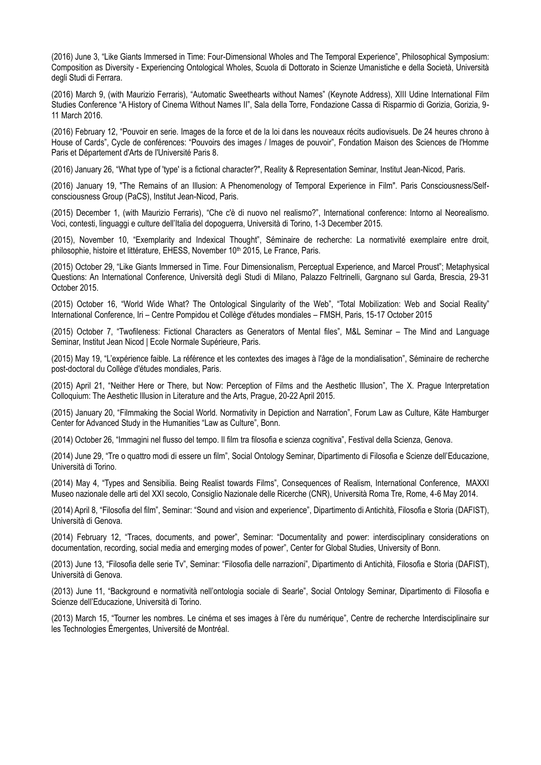(2016) June 3, "Like Giants Immersed in Time: Four-Dimensional Wholes and The Temporal Experience", Philosophical Symposium: Composition as Diversity - Experiencing Ontological Wholes, Scuola di Dottorato in Scienze Umanistiche e della Società, Università degli Studi di Ferrara.

(2016) March 9, (with Maurizio Ferraris), "Automatic Sweethearts without Names" (Keynote Address), XIII Udine International Film Studies Conference "A History of Cinema Without Names II", Sala della Torre, Fondazione Cassa di Risparmio di Gorizia, Gorizia, 9-11 March 2016.

(2016) February 12, "Pouvoir en serie. Images de la force et de la loi dans les nouveaux récits audiovisuels. De 24 heures chrono à House of Cards", Cycle de conférences: "Pouvoirs des images / Images de pouvoir", Fondation Maison des Sciences de l'Homme Paris et Département d'Arts de l'Université Paris 8.

(2016) January 26, "What type of 'type' is a fictional character?", Reality & Representation Seminar, Institut Jean-Nicod, Paris.

(2016) January 19, "The Remains of an Illusion: A Phenomenology of Temporal Experience in Film". Paris Consciousness/Self-consciousness Group (PaCS), Institut Jean-Nicod, Paris.

(2015) December 1, (with Maurizio Ferraris), "Che c'è di nuovo nel realismo?", International conference: Intorno al Neorealismo. Voci, contesti, linguaggi e culture dell'Italia del dopoguerra, Università di Torino, 1-3 December 2015.

(2015), November 10, "Exemplarity and Indexical Thought", Séminaire de recherche: La normativité exemplaire entre droit, philosophie, histoire et littérature, EHESS, November 10th 2015, Le France, Paris.

(2015) October 29, "Like Giants Immersed in Time. Four Dimensionalism, Perceptual Experience, and Marcel Proust"; Metaphysical Questions: An International Conference, Università degli Studi di Milano, Palazzo Feltrinelli, Gargnano sul Garda, Brescia, 29-31 October 2015.

(2015) October 16, "World Wide What? The Ontological Singularity of the Web", "Total Mobilization: Web and Social Reality" International Conference, Iri – Centre Pompidou et Collège d'études mondiales – FMSH, Paris, 15-17 October 2015

(2015) October 7, "Twofileness: Fictional Characters as Generators of Mental files", M&L Seminar – The Mind and Language Seminar, Institut Jean Nicod | Ecole Normale Supérieure, Paris.

(2015) May 19, "L'expérience faible. La référence et les contextes des images à l'âge de la mondialisation", Séminaire de recherche post-doctoral du Collège d'études mondiales, Paris.

(2015) April 21, "Neither Here or There, but Now: Perception of Films and the Aesthetic Illusion", The X. Prague Interpretation Colloquium: The Aesthetic Illusion in Literature and the Arts, Prague, 20-22 April 2015.

(2015) January 20, "Filmmaking the Social World. Normativity in Depiction and Narration", Forum Law as Culture, Käte Hamburger Center for Advanced Study in the Humanities "Law as Culture", Bonn.

(2014) October 26, "Immagini nel flusso del tempo. Il film tra filosofia e scienza cognitiva", Festival della Scienza, Genova.

(2014) June 29, "Tre o quattro modi di essere un film", Social Ontology Seminar, Dipartimento di Filosofia e Scienze dell'Educazione, Università di Torino.

(2014) May 4, "Types and Sensibilia. Being Realist towards Films", Consequences of Realism, International Conference, MAXXI Museo nazionale delle arti del XXI secolo, Consiglio Nazionale delle Ricerche (CNR), Università Roma Tre, Rome, 4-6 May 2014.

(2014) April 8, "Filosofia del film", Seminar: "Sound and vision and experience", Dipartimento di Antichità, Filosofia e Storia (DAFIST), Università di Genova.

(2014) February 12, "Traces, documents, and power", Seminar: "Documentality and power: interdisciplinary considerations on documentation, recording, social media and emerging modes of power", Center for Global Studies, University of Bonn.

(2013) June 13, "Filosofia delle serie Tv", Seminar: "Filosofia delle narrazioni", Dipartimento di Antichità, Filosofia e Storia (DAFIST), Università di Genova.

(2013) June 11, "Background e normatività nell'ontologia sociale di Searle", Social Ontology Seminar, Dipartimento di Filosofia e Scienze dell'Educazione, Università di Torino.

(2013) March 15, "Tourner les nombres. Le cinéma et ses images à l'ère du numérique", Centre de recherche Interdisciplinaire sur les Technologies Émergentes, Université de Montréal.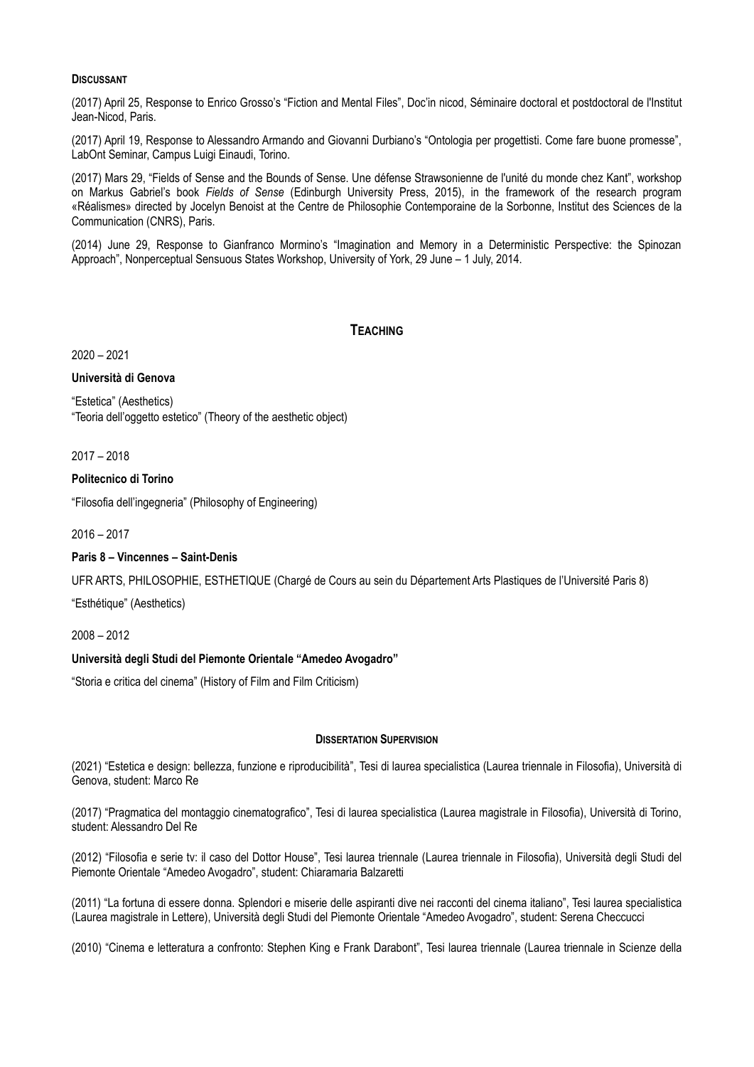**Discussant**

(2017) April 25, Response to Enrico Grosso's "Fiction and Mental Files", Doc'in nicod, Séminaire doctoral et postdoctoral de l'Institut Jean-Nicod, Paris.

(2017) April 19, Response to Alessandro Armando and Giovanni Durbiano's "Ontologia per progettisti. Come fare buone promesse", LabOnt Seminar, Campus Luigi Einaudi, Torino.

(2017) Mars 29, "Fields of Sense and the Bounds of Sense. Une défense Strawsonienne de l'unité du monde chez Kant", workshop on Markus Gabriel's book *Fields of Sense* (Edinburgh University Press, 2015), in the framework of the research program «Réalismes» directed by Jocelyn Benoist at the Centre de Philosophie Contemporaine de la Sorbonne, Institut des Sciences de la Communication (CNRS), Paris.

(2014) June 29, Response to Gianfranco Mormino's "Imagination and Memory in a Deterministic Perspective: the Spinozan Approach", Nonperceptual Sensuous States Workshop, University of York, 29 June – 1 July, 2014.

## Teaching

2020 – 2021

**Università di Genova**

"Estetica" (Aesthetics)
"Teoria dell'oggetto estetico" (Theory of the aesthetic object)

2017 – 2018

**Politecnico di Torino**

"Filosofia dell'ingegneria" (Philosophy of Engineering)

2016 – 2017

**Paris 8 – Vincennes – Saint-Denis**

UFR ARTS, PHILOSOPHIE, ESTHETIQUE (Chargé de Cours au sein du Département Arts Plastiques de l'Université Paris 8)

"Esthétique" (Aesthetics)

2008 – 2012

**Università degli Studi del Piemonte Orientale "Amedeo Avogadro"**

"Storia e critica del cinema" (History of Film and Film Criticism)

### Dissertation Supervision

(2021) "Estetica e design: bellezza, funzione e riproducibilità", Tesi di laurea specialistica (Laurea triennale in Filosofia), Università di Genova, student: Marco Re

(2017) "Pragmatica del montaggio cinematografico", Tesi di laurea specialistica (Laurea magistrale in Filosofia), Università di Torino, student: Alessandro Del Re

(2012) "Filosofia e serie tv: il caso del Dottor House", Tesi laurea triennale (Laurea triennale in Filosofia), Università degli Studi del Piemonte Orientale "Amedeo Avogadro", student: Chiaramaria Balzaretti

(2011) "La fortuna di essere donna. Splendori e miserie delle aspiranti dive nei racconti del cinema italiano", Tesi laurea specialistica (Laurea magistrale in Lettere), Università degli Studi del Piemonte Orientale "Amedeo Avogadro", student: Serena Checcucci

(2010) "Cinema e letteratura a confronto: Stephen King e Frank Darabont", Tesi laurea triennale (Laurea triennale in Scienze della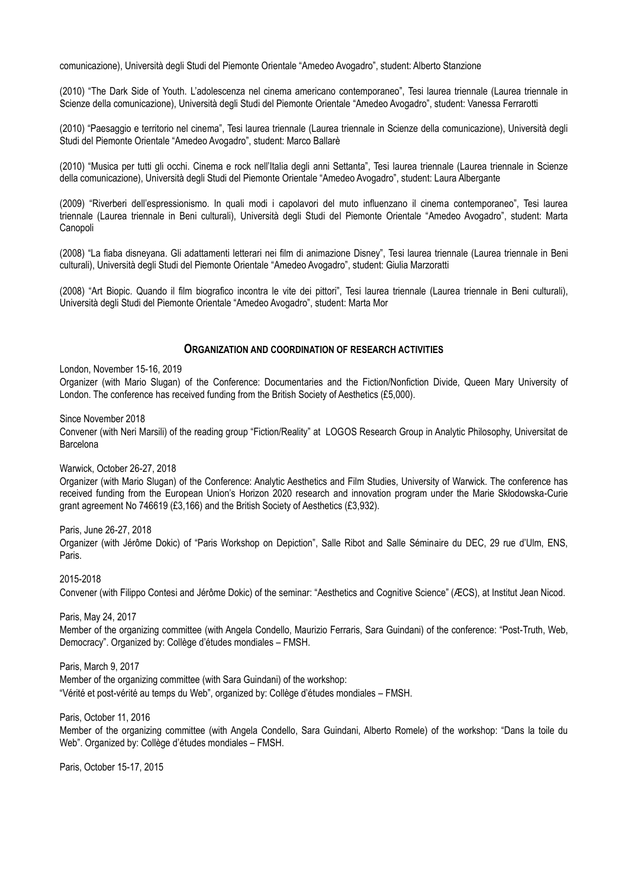comunicazione), Università degli Studi del Piemonte Orientale "Amedeo Avogadro", student: Alberto Stanzione

(2010) "The Dark Side of Youth. L'adolescenza nel cinema americano contemporaneo", Tesi laurea triennale (Laurea triennale in Scienze della comunicazione), Università degli Studi del Piemonte Orientale "Amedeo Avogadro", student: Vanessa Ferrarotti

(2010) "Paesaggio e territorio nel cinema", Tesi laurea triennale (Laurea triennale in Scienze della comunicazione), Università degli Studi del Piemonte Orientale "Amedeo Avogadro", student: Marco Ballarè

(2010) "Musica per tutti gli occhi. Cinema e rock nell'Italia degli anni Settanta", Tesi laurea triennale (Laurea triennale in Scienze della comunicazione), Università degli Studi del Piemonte Orientale "Amedeo Avogadro", student: Laura Albergante

(2009) "Riverberi dell'espressionismo. In quali modi i capolavori del muto influenzano il cinema contemporaneo", Tesi laurea triennale (Laurea triennale in Beni culturali), Università degli Studi del Piemonte Orientale "Amedeo Avogadro", student: Marta Canopoli

(2008) "La fiaba disneyana. Gli adattamenti letterari nei film di animazione Disney", Tesi laurea triennale (Laurea triennale in Beni culturali), Università degli Studi del Piemonte Orientale "Amedeo Avogadro", student: Giulia Marzoratti

(2008) "Art Biopic. Quando il film biografico incontra le vite dei pittori", Tesi laurea triennale (Laurea triennale in Beni culturali), Università degli Studi del Piemonte Orientale "Amedeo Avogadro", student: Marta Mor

## Organization and coordination of research activities

London, November 15-16, 2019
Organizer (with Mario Slugan) of the Conference: Documentaries and the Fiction/Nonfiction Divide, Queen Mary University of London. The conference has received funding from the British Society of Aesthetics (£5,000).

Since November 2018
Convener (with Neri Marsili) of the reading group "Fiction/Reality" at LOGOS Research Group in Analytic Philosophy, Universitat de Barcelona

Warwick, October 26-27, 2018
Organizer (with Mario Slugan) of the Conference: Analytic Aesthetics and Film Studies, University of Warwick. The conference has received funding from the European Union's Horizon 2020 research and innovation program under the Marie Skłodowska-Curie grant agreement No 746619 (£3,166) and the British Society of Aesthetics (£3,932).

Paris, June 26-27, 2018
Organizer (with Jérôme Dokic) of "Paris Workshop on Depiction", Salle Ribot and Salle Séminaire du DEC, 29 rue d'Ulm, ENS, Paris.

2015-2018
Convener (with Filippo Contesi and Jérôme Dokic) of the seminar: "Aesthetics and Cognitive Science" (ÆCS), at Institut Jean Nicod.

Paris, May 24, 2017
Member of the organizing committee (with Angela Condello, Maurizio Ferraris, Sara Guindani) of the conference: "Post-Truth, Web, Democracy". Organized by: Collège d'études mondiales – FMSH.

Paris, March 9, 2017
Member of the organizing committee (with Sara Guindani) of the workshop:
"Vérité et post-vérité au temps du Web", organized by: Collège d'études mondiales – FMSH.

Paris, October 11, 2016
Member of the organizing committee (with Angela Condello, Sara Guindani, Alberto Romele) of the workshop: "Dans la toile du Web". Organized by: Collège d'études mondiales – FMSH.

Paris, October 15-17, 2015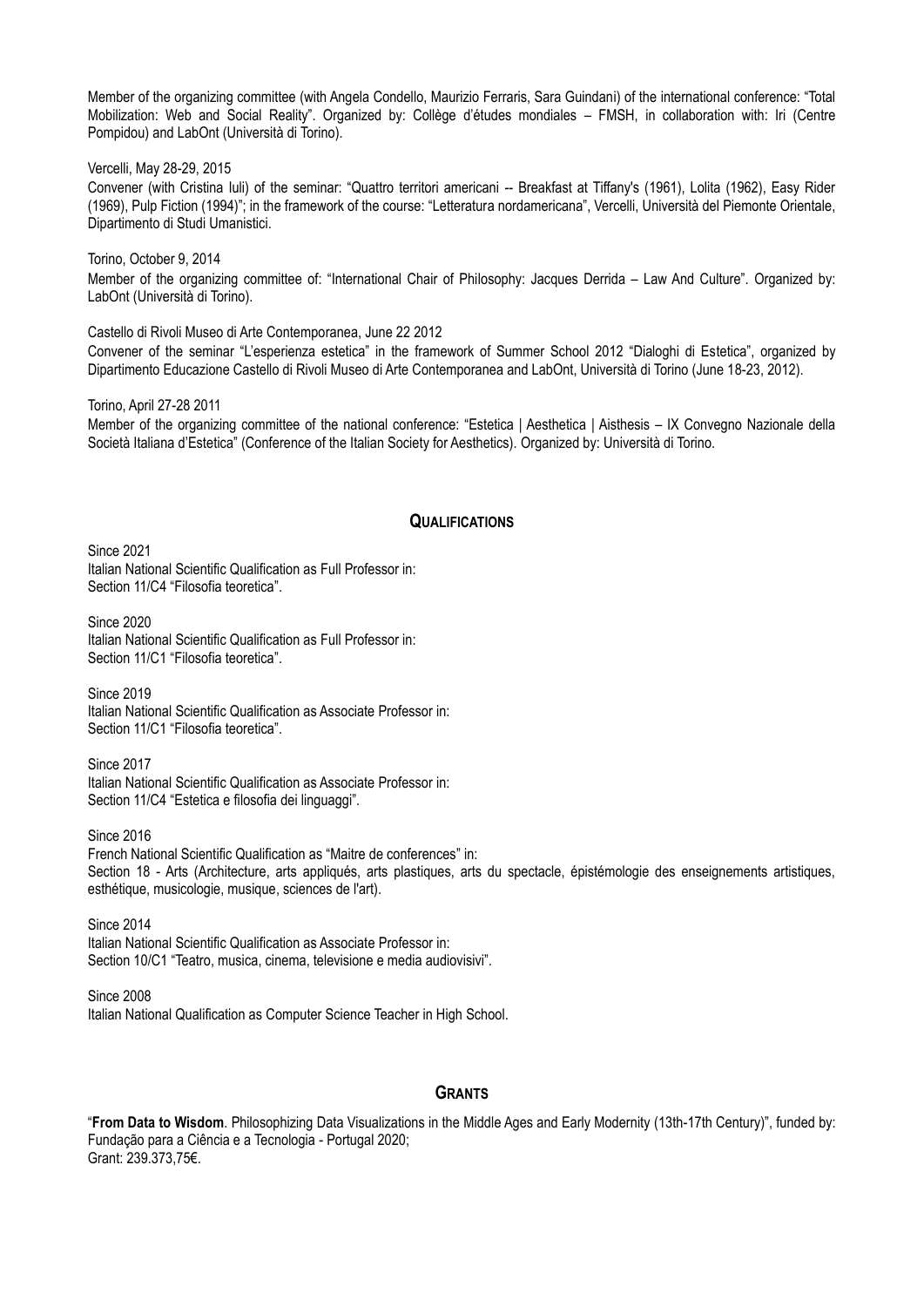Member of the organizing committee (with Angela Condello, Maurizio Ferraris, Sara Guindani) of the international conference: "Total Mobilization: Web and Social Reality". Organized by: Collège d'études mondiales – FMSH, in collaboration with: Iri (Centre Pompidou) and LabOnt (Università di Torino).

Vercelli, May 28-29, 2015
Convener (with Cristina Iuli) of the seminar: "Quattro territori americani -- Breakfast at Tiffany's (1961), Lolita (1962), Easy Rider (1969), Pulp Fiction (1994)"; in the framework of the course: "Letteratura nordamericana", Vercelli, Università del Piemonte Orientale, Dipartimento di Studi Umanistici.

Torino, October 9, 2014
Member of the organizing committee of: "International Chair of Philosophy: Jacques Derrida – Law And Culture". Organized by: LabOnt (Università di Torino).

Castello di Rivoli Museo di Arte Contemporanea, June 22 2012
Convener of the seminar "L'esperienza estetica" in the framework of Summer School 2012 "Dialoghi di Estetica", organized by Dipartimento Educazione Castello di Rivoli Museo di Arte Contemporanea and LabOnt, Università di Torino (June 18-23, 2012).

Torino, April 27-28 2011
Member of the organizing committee of the national conference: "Estetica | Aesthetica | Aisthesis – IX Convegno Nazionale della Società Italiana d'Estetica" (Conference of the Italian Society for Aesthetics). Organized by: Università di Torino.

## Qualifications

Since 2021
Italian National Scientific Qualification as Full Professor in:
Section 11/C4 "Filosofia teoretica".

Since 2020
Italian National Scientific Qualification as Full Professor in:
Section 11/C1 "Filosofia teoretica".

Since 2019
Italian National Scientific Qualification as Associate Professor in:
Section 11/C1 "Filosofia teoretica".

Since 2017
Italian National Scientific Qualification as Associate Professor in:
Section 11/C4 "Estetica e filosofia dei linguaggi".

Since 2016
French National Scientific Qualification as "Maitre de conferences" in:
Section 18 - Arts (Architecture, arts appliqués, arts plastiques, arts du spectacle, épistémologie des enseignements artistiques, esthétique, musicologie, musique, sciences de l'art).

Since 2014
Italian National Scientific Qualification as Associate Professor in:
Section 10/C1 "Teatro, musica, cinema, televisione e media audiovisivi".

Since 2008
Italian National Qualification as Computer Science Teacher in High School.

## Grants

"**From Data to Wisdom**. Philosophizing Data Visualizations in the Middle Ages and Early Modernity (13th-17th Century)", funded by: Fundação para a Ciência e a Tecnologia - Portugal 2020;
Grant: 239.373,75€.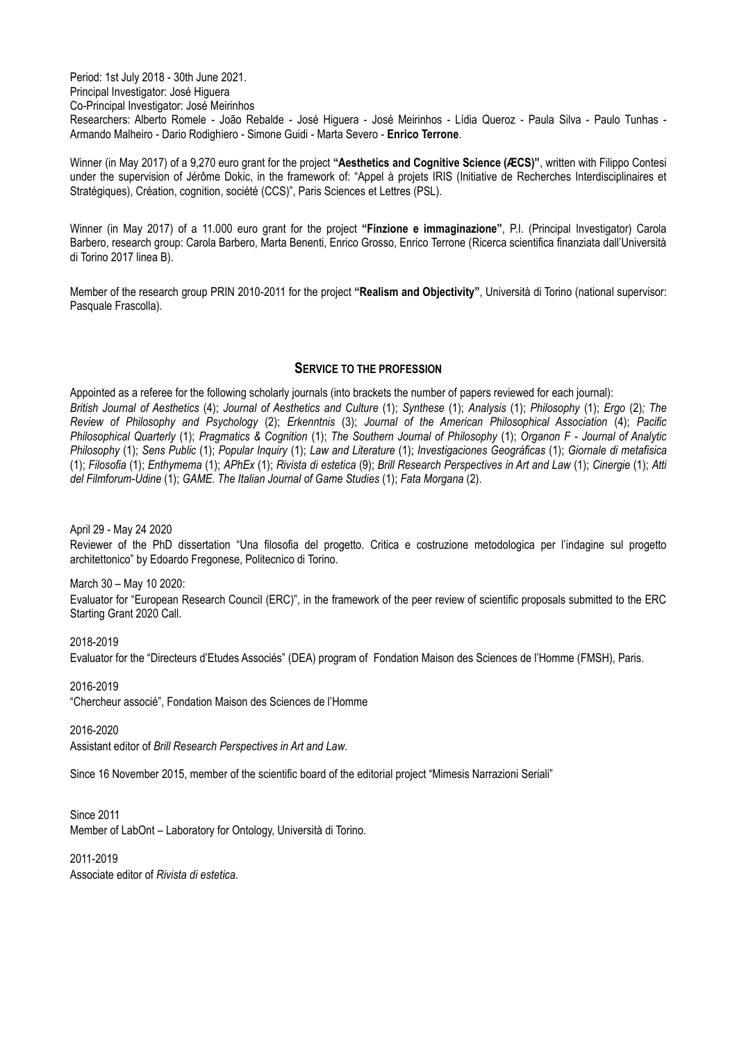Period: 1st July 2018 - 30th June 2021.
Principal Investigator: José Higuera
Co-Principal Investigator: José Meirinhos
Researchers: Alberto Romele - João Rebalde - José Higuera - José Meirinhos - Lídia Queroz - Paula Silva - Paulo Tunhas - Armando Malheiro - Dario Rodighiero - Simone Guidi - Marta Severo - **Enrico Terrone**.

Winner (in May 2017) of a 9,270 euro grant for the project **"Aesthetics and Cognitive Science (ÆCS)"**, written with Filippo Contesi under the supervision of Jérôme Dokic, in the framework of: "Appel à projets IRIS (Initiative de Recherches Interdisciplinaires et Stratégiques), Création, cognition, société (CCS)", Paris Sciences et Lettres (PSL).

Winner (in May 2017) of a 11.000 euro grant for the project **"Finzione e immaginazione"**, P.I. (Principal Investigator) Carola Barbero, research group: Carola Barbero, Marta Benenti, Enrico Grosso, Enrico Terrone (Ricerca scientifica finanziata dall'Università di Torino 2017 linea B).

Member of the research group PRIN 2010-2011 for the project **"Realism and Objectivity"**, Università di Torino (national supervisor: Pasquale Frascolla).

## SERVICE TO THE PROFESSION

Appointed as a referee for the following scholarly journals (into brackets the number of papers reviewed for each journal): *British Journal of Aesthetics* (4); *Journal of Aesthetics and Culture* (1); *Synthese* (1); *Analysis* (1); *Philosophy* (1); *Ergo* (2); *The Review of Philosophy and Psychology* (2); *Erkenntnis* (3); *Journal of the American Philosophical Association* (4); *Pacific Philosophical Quarterly* (1); *Pragmatics & Cognition* (1); *The Southern Journal of Philosophy* (1); *Organon F - Journal of Analytic Philosophy* (1); *Sens Public* (1); *Popular Inquiry* (1); *Law and Literature* (1); *Investigaciones Geográficas* (1); *Giornale di metafisica* (1); *Filosofia* (1); *Enthymema* (1); *APhEx* (1); *Rivista di estetica* (9); *Brill Research Perspectives in Art and Law* (1); *Cinergie* (1); *Atti del Filmforum-Udine* (1); *GAME. The Italian Journal of Game Studies* (1); *Fata Morgana* (2).

April 29 - May 24 2020
Reviewer of the PhD dissertation "Una filosofia del progetto. Critica e costruzione metodologica per l'indagine sul progetto architettonico" by Edoardo Fregonese, Politecnico di Torino.

March 30 – May 10 2020:
Evaluator for "European Research Council (ERC)", in the framework of the peer review of scientific proposals submitted to the ERC Starting Grant 2020 Call.

2018-2019
Evaluator for the "Directeurs d'Etudes Associés" (DEA) program of Fondation Maison des Sciences de l'Homme (FMSH), Paris.

2016-2019
"Chercheur associé", Fondation Maison des Sciences de l'Homme

2016-2020
Assistant editor of *Brill Research Perspectives in Art and Law*.

Since 16 November 2015, member of the scientific board of the editorial project "Mimesis Narrazioni Seriali"

Since 2011
Member of LabOnt – Laboratory for Ontology, Università di Torino.

2011-2019
Associate editor of *Rivista di estetica*.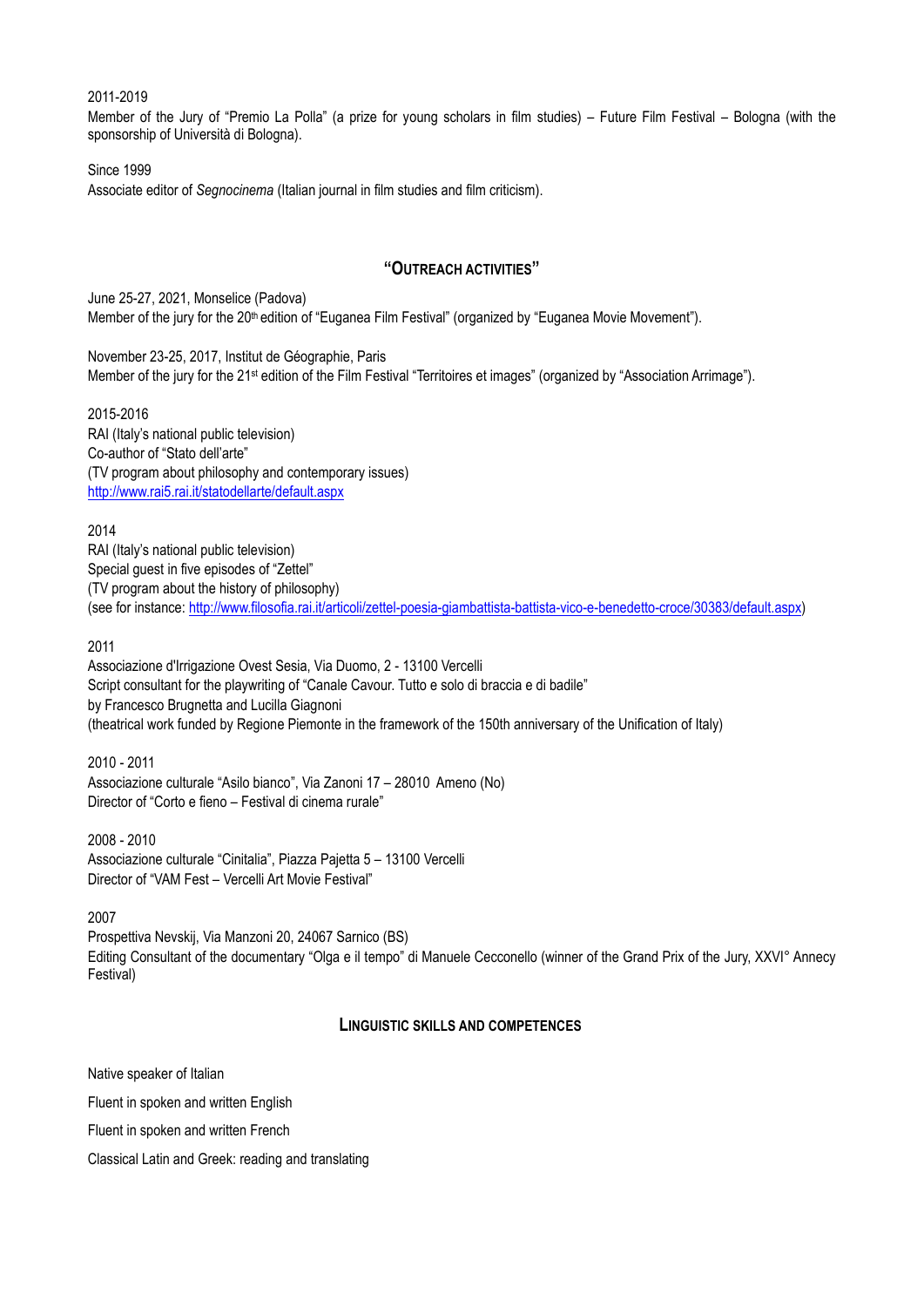2011-2019

Member of the Jury of "Premio La Polla" (a prize for young scholars in film studies) – Future Film Festival – Bologna (with the sponsorship of Università di Bologna).

Since 1999

Associate editor of *Segnocinema* (Italian journal in film studies and film criticism).

## "OUTREACH ACTIVITIES"

June 25-27, 2021, Monselice (Padova)

Member of the jury for the 20th edition of "Euganea Film Festival" (organized by "Euganea Movie Movement").

November 23-25, 2017, Institut de Géographie, Paris

Member of the jury for the 21st edition of the Film Festival "Territoires et images" (organized by "Association Arrimage").

2015-2016

RAI (Italy's national public television)

Co-author of "Stato dell'arte"

(TV program about philosophy and contemporary issues)

http://www.rai5.rai.it/statodellarte/default.aspx

2014

RAI (Italy's national public television)

Special guest in five episodes of "Zettel"

(TV program about the history of philosophy)

(see for instance: http://www.filosofia.rai.it/articoli/zettel-poesia-giambattista-battista-vico-e-benedetto-croce/30383/default.aspx)

2011

Associazione d'Irrigazione Ovest Sesia, Via Duomo, 2 - 13100 Vercelli

Script consultant for the playwriting of "Canale Cavour. Tutto e solo di braccia e di badile"

by Francesco Brugnetta and Lucilla Giagnoni

(theatrical work funded by Regione Piemonte in the framework of the 150th anniversary of the Unification of Italy)

2010 - 2011

Associazione culturale "Asilo bianco", Via Zanoni 17 – 28010 Ameno (No)

Director of "Corto e fieno – Festival di cinema rurale"

2008 - 2010

Associazione culturale "Cinitalia", Piazza Pajetta 5 – 13100 Vercelli

Director of "VAM Fest – Vercelli Art Movie Festival"

2007

Prospettiva Nevskij, Via Manzoni 20, 24067 Sarnico (BS)

Editing Consultant of the documentary "Olga e il tempo" di Manuele Cecconello (winner of the Grand Prix of the Jury, XXVI° Annecy Festival)

## LINGUISTIC SKILLS AND COMPETENCES

Native speaker of Italian

Fluent in spoken and written English

Fluent in spoken and written French

Classical Latin and Greek: reading and translating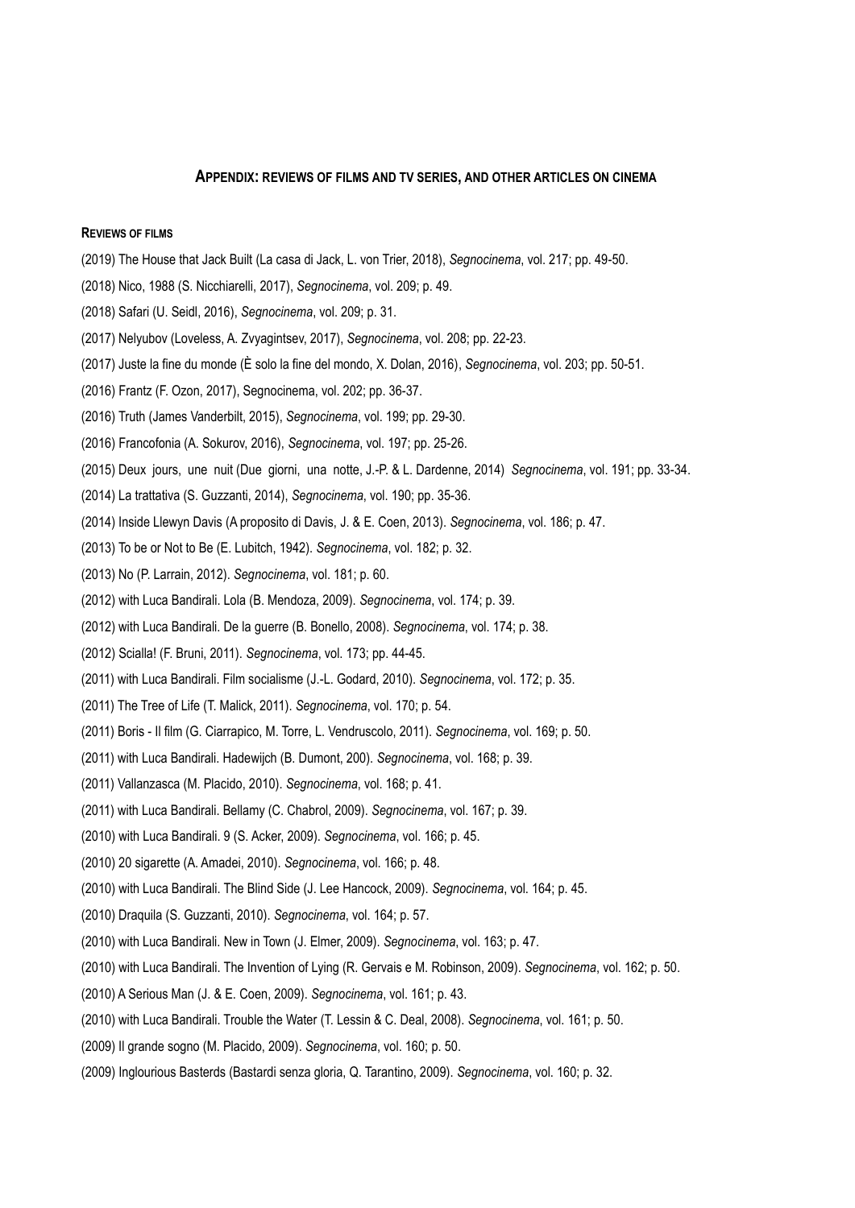#### **Appendix: reviews of films and tv series, and other articles on cinema**

##### **Reviews of films**

(2019) The House that Jack Built (La casa di Jack, L. von Trier, 2018), *Segnocinema*, vol. 217; pp. 49-50.

(2018) Nico, 1988 (S. Nicchiarelli, 2017), *Segnocinema*, vol. 209; p. 49.

(2018) Safari (U. Seidl, 2016), *Segnocinema*, vol. 209; p. 31.

(2017) Nelyubov (Loveless, A. Zvyagintsev, 2017), *Segnocinema*, vol. 208; pp. 22-23.

(2017) Juste la fine du monde (È solo la fine del mondo, X. Dolan, 2016), *Segnocinema*, vol. 203; pp. 50-51.

(2016) Frantz (F. Ozon, 2017), Segnocinema, vol. 202; pp. 36-37.

(2016) Truth (James Vanderbilt, 2015), *Segnocinema*, vol. 199; pp. 29-30.

(2016) Francofonia (A. Sokurov, 2016), *Segnocinema*, vol. 197; pp. 25-26.

(2015) Deux jours, une nuit (Due giorni, una notte, J.-P. & L. Dardenne, 2014) *Segnocinema*, vol. 191; pp. 33-34.

(2014) La trattativa (S. Guzzanti, 2014), *Segnocinema*, vol. 190; pp. 35-36.

(2014) Inside Llewyn Davis (A proposito di Davis, J. & E. Coen, 2013). *Segnocinema*, vol. 186; p. 47.

(2013) To be or Not to Be (E. Lubitch, 1942). *Segnocinema*, vol. 182; p. 32.

(2013) No (P. Larrain, 2012). *Segnocinema*, vol. 181; p. 60.

(2012) with Luca Bandirali. Lola (B. Mendoza, 2009). *Segnocinema*, vol. 174; p. 39.

(2012) with Luca Bandirali. De la guerre (B. Bonello, 2008). *Segnocinema*, vol. 174; p. 38.

(2012) Scialla! (F. Bruni, 2011). *Segnocinema*, vol. 173; pp. 44-45.

(2011) with Luca Bandirali. Film socialisme (J.-L. Godard, 2010). *Segnocinema*, vol. 172; p. 35.

(2011) The Tree of Life (T. Malick, 2011). *Segnocinema*, vol. 170; p. 54.

(2011) Boris - Il film (G. Ciarrapico, M. Torre, L. Vendruscolo, 2011). *Segnocinema*, vol. 169; p. 50.

(2011) with Luca Bandirali. Hadewijch (B. Dumont, 200). *Segnocinema*, vol. 168; p. 39.

(2011) Vallanzasca (M. Placido, 2010). *Segnocinema*, vol. 168; p. 41.

(2011) with Luca Bandirali. Bellamy (C. Chabrol, 2009). *Segnocinema*, vol. 167; p. 39.

(2010) with Luca Bandirali. 9 (S. Acker, 2009). *Segnocinema*, vol. 166; p. 45.

(2010) 20 sigarette (A. Amadei, 2010). *Segnocinema*, vol. 166; p. 48.

(2010) with Luca Bandirali. The Blind Side (J. Lee Hancock, 2009). *Segnocinema*, vol. 164; p. 45.

(2010) Draquila (S. Guzzanti, 2010). *Segnocinema*, vol. 164; p. 57.

(2010) with Luca Bandirali. New in Town (J. Elmer, 2009). *Segnocinema*, vol. 163; p. 47.

(2010) with Luca Bandirali. The Invention of Lying (R. Gervais e M. Robinson, 2009). *Segnocinema*, vol. 162; p. 50.

(2010) A Serious Man (J. & E. Coen, 2009). *Segnocinema*, vol. 161; p. 43.

(2010) with Luca Bandirali. Trouble the Water (T. Lessin & C. Deal, 2008). *Segnocinema*, vol. 161; p. 50.

(2009) Il grande sogno (M. Placido, 2009). *Segnocinema*, vol. 160; p. 50.

(2009) Inglourious Basterds (Bastardi senza gloria, Q. Tarantino, 2009). *Segnocinema*, vol. 160; p. 32.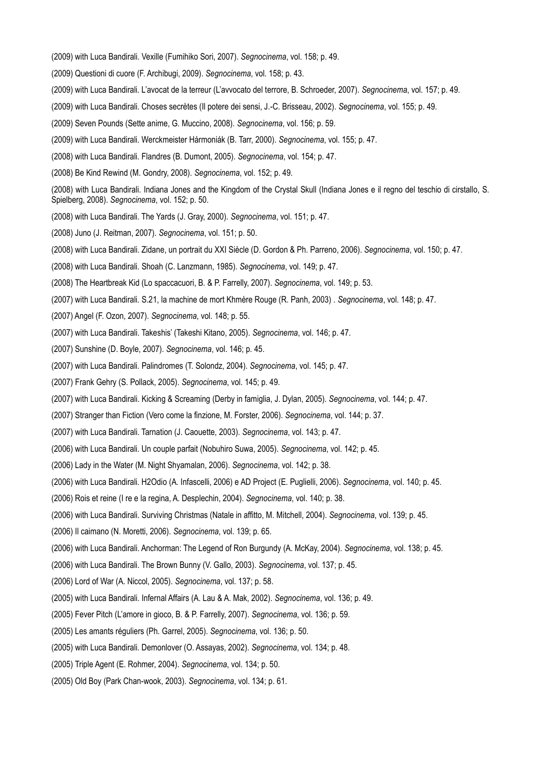(2009) with Luca Bandirali. Vexille (Fumihiko Sori, 2007). *Segnocinema*, vol. 158; p. 49.

(2009) Questioni di cuore (F. Archibugi, 2009). *Segnocinema*, vol. 158; p. 43.

(2009) with Luca Bandirali. L'avocat de la terreur (L'avvocato del terrore, B. Schroeder, 2007). *Segnocinema*, vol. 157; p. 49.

(2009) with Luca Bandirali. Choses secrètes (Il potere dei sensi, J.-C. Brisseau, 2002). *Segnocinema*, vol. 155; p. 49.

(2009) Seven Pounds (Sette anime, G. Muccino, 2008). *Segnocinema*, vol. 156; p. 59.

(2009) with Luca Bandirali. Werckmeister Hármoniák (B. Tarr, 2000). *Segnocinema*, vol. 155; p. 47.

(2008) with Luca Bandirali. Flandres (B. Dumont, 2005). *Segnocinema*, vol. 154; p. 47.

(2008) Be Kind Rewind (M. Gondry, 2008). *Segnocinema*, vol. 152; p. 49.

(2008) with Luca Bandirali. Indiana Jones and the Kingdom of the Crystal Skull (Indiana Jones e il regno del teschio di cirstallo, S. Spielberg, 2008). *Segnocinema*, vol. 152; p. 50.

(2008) with Luca Bandirali. The Yards (J. Gray, 2000). *Segnocinema*, vol. 151; p. 47.

(2008) Juno (J. Reitman, 2007). *Segnocinema*, vol. 151; p. 50.

(2008) with Luca Bandirali. Zidane, un portrait du XXI Siècle (D. Gordon & Ph. Parreno, 2006). *Segnocinema*, vol. 150; p. 47.

(2008) with Luca Bandirali. Shoah (C. Lanzmann, 1985). *Segnocinema*, vol. 149; p. 47.

(2008) The Heartbreak Kid (Lo spaccacuori, B. & P. Farrelly, 2007). *Segnocinema*, vol. 149; p. 53.

(2007) with Luca Bandirali. S.21, la machine de mort Khmère Rouge (R. Panh, 2003) . *Segnocinema*, vol. 148; p. 47.

(2007) Angel (F. Ozon, 2007). *Segnocinema*, vol. 148; p. 55.

(2007) with Luca Bandirali. Takeshis' (Takeshi Kitano, 2005). *Segnocinema*, vol. 146; p. 47.

(2007) Sunshine (D. Boyle, 2007). *Segnocinema*, vol. 146; p. 45.

(2007) with Luca Bandirali. Palindromes (T. Solondz, 2004). *Segnocinema*, vol. 145; p. 47.

(2007) Frank Gehry (S. Pollack, 2005). *Segnocinema*, vol. 145; p. 49.

(2007) with Luca Bandirali. Kicking & Screaming (Derby in famiglia, J. Dylan, 2005). *Segnocinema*, vol. 144; p. 47.

(2007) Stranger than Fiction (Vero come la finzione, M. Forster, 2006). *Segnocinema*, vol. 144; p. 37.

(2007) with Luca Bandirali. Tarnation (J. Caouette, 2003). *Segnocinema*, vol. 143; p. 47.

(2006) with Luca Bandirali. Un couple parfait (Nobuhiro Suwa, 2005). *Segnocinema*, vol. 142; p. 45.

(2006) Lady in the Water (M. Night Shyamalan, 2006). *Segnocinema*, vol. 142; p. 38.

(2006) with Luca Bandirali. H2Odio (A. Infascelli, 2006) e AD Project (E. Puglielli, 2006). *Segnocinema*, vol. 140; p. 45.

(2006) Rois et reine (I re e la regina, A. Desplechin, 2004). *Segnocinema*, vol. 140; p. 38.

(2006) with Luca Bandirali. Surviving Christmas (Natale in affitto, M. Mitchell, 2004). *Segnocinema*, vol. 139; p. 45.

(2006) Il caimano (N. Moretti, 2006). *Segnocinema*, vol. 139; p. 65.

(2006) with Luca Bandirali. Anchorman: The Legend of Ron Burgundy (A. McKay, 2004). *Segnocinema*, vol. 138; p. 45.

(2006) with Luca Bandirali. The Brown Bunny (V. Gallo, 2003). *Segnocinema*, vol. 137; p. 45.

(2006) Lord of War (A. Niccol, 2005). *Segnocinema*, vol. 137; p. 58.

(2005) with Luca Bandirali. Infernal Affairs (A. Lau & A. Mak, 2002). *Segnocinema*, vol. 136; p. 49.

(2005) Fever Pitch (L'amore in gioco, B. & P. Farrelly, 2007). *Segnocinema*, vol. 136; p. 59.

(2005) Les amants réguliers (Ph. Garrel, 2005). *Segnocinema*, vol. 136; p. 50.

(2005) with Luca Bandirali. Demonlover (O. Assayas, 2002). *Segnocinema*, vol. 134; p. 48.

(2005) Triple Agent (E. Rohmer, 2004). *Segnocinema*, vol. 134; p. 50.

(2005) Old Boy (Park Chan-wook, 2003). *Segnocinema*, vol. 134; p. 61.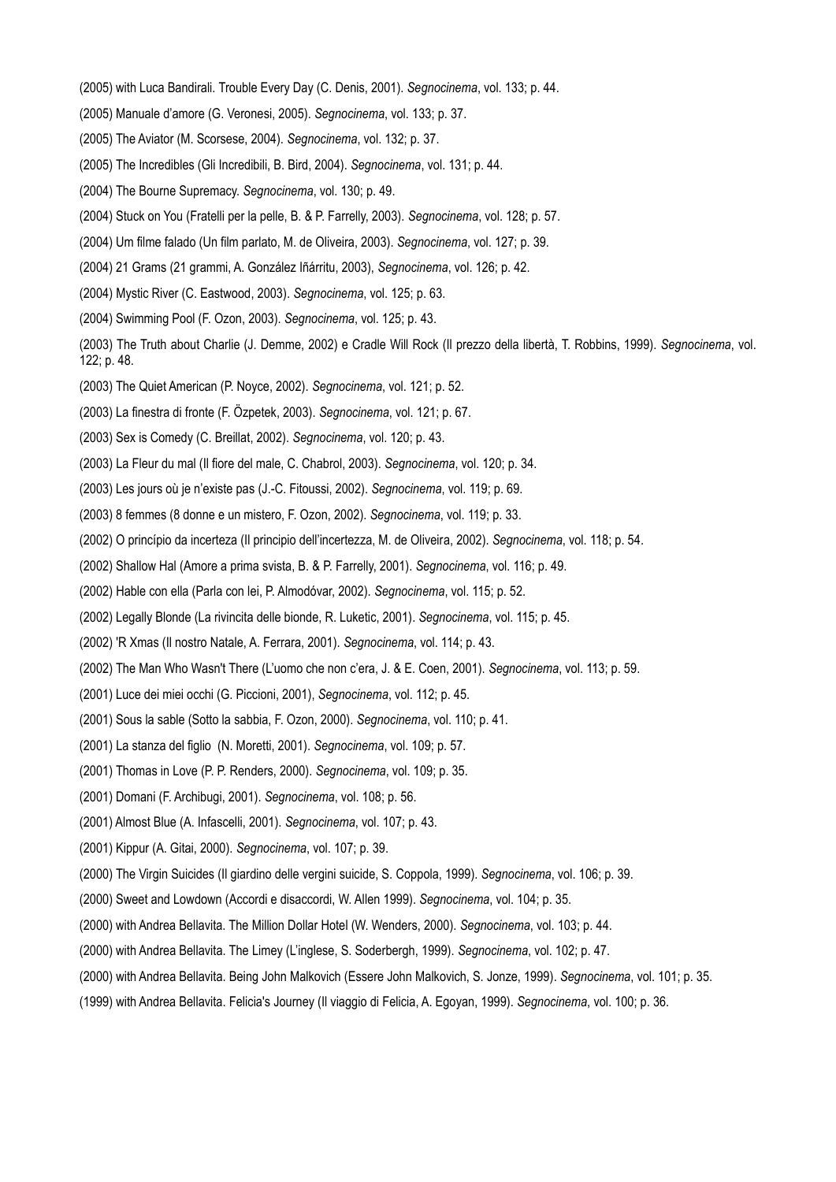(2005) with Luca Bandirali. Trouble Every Day (C. Denis, 2001). *Segnocinema*, vol. 133; p. 44.

(2005) Manuale d'amore (G. Veronesi, 2005). *Segnocinema*, vol. 133; p. 37.

(2005) The Aviator (M. Scorsese, 2004). *Segnocinema*, vol. 132; p. 37.

(2005) The Incredibles (Gli Incredibili, B. Bird, 2004). *Segnocinema*, vol. 131; p. 44.

(2004) The Bourne Supremacy. *Segnocinema*, vol. 130; p. 49.

(2004) Stuck on You (Fratelli per la pelle, B. & P. Farrelly, 2003). *Segnocinema*, vol. 128; p. 57.

(2004) Um filme falado (Un film parlato, M. de Oliveira, 2003). *Segnocinema*, vol. 127; p. 39.

(2004) 21 Grams (21 grammi, A. González Iñárritu, 2003), *Segnocinema*, vol. 126; p. 42.

(2004) Mystic River (C. Eastwood, 2003). *Segnocinema*, vol. 125; p. 63.

(2004) Swimming Pool (F. Ozon, 2003). *Segnocinema*, vol. 125; p. 43.

(2003) The Truth about Charlie (J. Demme, 2002) e Cradle Will Rock (Il prezzo della libertà, T. Robbins, 1999). *Segnocinema*, vol. 122; p. 48.

(2003) The Quiet American (P. Noyce, 2002). *Segnocinema*, vol. 121; p. 52.

(2003) La finestra di fronte (F. Özpetek, 2003). *Segnocinema*, vol. 121; p. 67.

(2003) Sex is Comedy (C. Breillat, 2002). *Segnocinema*, vol. 120; p. 43.

(2003) La Fleur du mal (Il fiore del male, C. Chabrol, 2003). *Segnocinema*, vol. 120; p. 34.

(2003) Les jours où je n'existe pas (J.-C. Fitoussi, 2002). *Segnocinema*, vol. 119; p. 69.

(2003) 8 femmes (8 donne e un mistero, F. Ozon, 2002). *Segnocinema*, vol. 119; p. 33.

(2002) O princípio da incerteza (Il principio dell'incertezza, M. de Oliveira, 2002). *Segnocinema*, vol. 118; p. 54.

(2002) Shallow Hal (Amore a prima svista, B. & P. Farrelly, 2001). *Segnocinema*, vol. 116; p. 49.

(2002) Hable con ella (Parla con lei, P. Almodóvar, 2002). *Segnocinema*, vol. 115; p. 52.

(2002) Legally Blonde (La rivincita delle bionde, R. Luketic, 2001). *Segnocinema*, vol. 115; p. 45.

(2002) 'R Xmas (Il nostro Natale, A. Ferrara, 2001). *Segnocinema*, vol. 114; p. 43.

(2002) The Man Who Wasn't There (L'uomo che non c'era, J. & E. Coen, 2001). *Segnocinema*, vol. 113; p. 59.

(2001) Luce dei miei occhi (G. Piccioni, 2001), *Segnocinema*, vol. 112; p. 45.

(2001) Sous la sable (Sotto la sabbia, F. Ozon, 2000). *Segnocinema*, vol. 110; p. 41.

(2001) La stanza del figlio (N. Moretti, 2001). *Segnocinema*, vol. 109; p. 57.

(2001) Thomas in Love (P. P. Renders, 2000). *Segnocinema*, vol. 109; p. 35.

(2001) Domani (F. Archibugi, 2001). *Segnocinema*, vol. 108; p. 56.

(2001) Almost Blue (A. Infascelli, 2001). *Segnocinema*, vol. 107; p. 43.

(2001) Kippur (A. Gitai, 2000). *Segnocinema*, vol. 107; p. 39.

(2000) The Virgin Suicides (Il giardino delle vergini suicide, S. Coppola, 1999). *Segnocinema*, vol. 106; p. 39.

(2000) Sweet and Lowdown (Accordi e disaccordi, W. Allen 1999). *Segnocinema*, vol. 104; p. 35.

(2000) with Andrea Bellavita. The Million Dollar Hotel (W. Wenders, 2000). *Segnocinema*, vol. 103; p. 44.

(2000) with Andrea Bellavita. The Limey (L'inglese, S. Soderbergh, 1999). *Segnocinema*, vol. 102; p. 47.

(2000) with Andrea Bellavita. Being John Malkovich (Essere John Malkovich, S. Jonze, 1999). *Segnocinema*, vol. 101; p. 35.

(1999) with Andrea Bellavita. Felicia's Journey (Il viaggio di Felicia, A. Egoyan, 1999). *Segnocinema*, vol. 100; p. 36.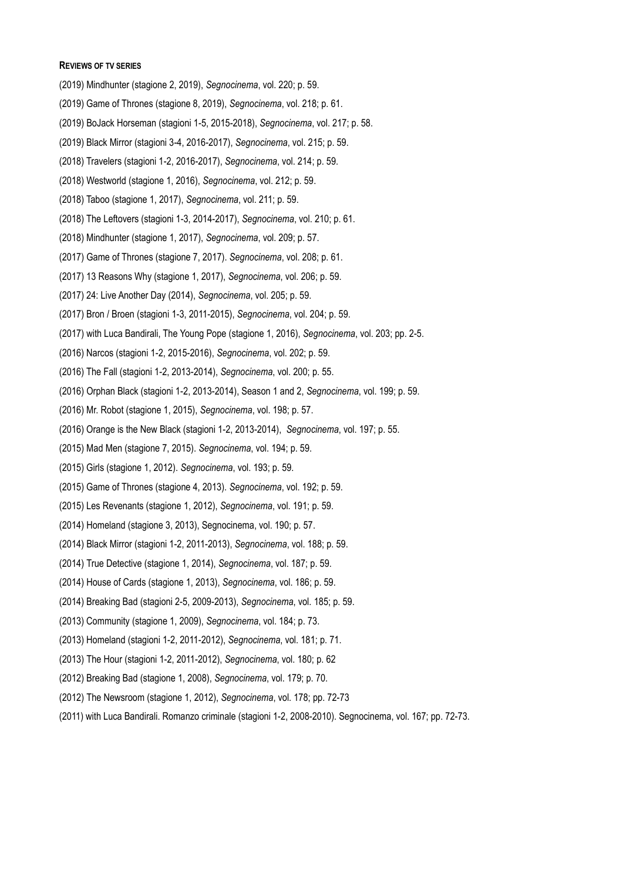**REVIEWS OF TV SERIES**

(2019) Mindhunter (stagione 2, 2019), *Segnocinema*, vol. 220; p. 59.

(2019) Game of Thrones (stagione 8, 2019), *Segnocinema*, vol. 218; p. 61.

(2019) BoJack Horseman (stagioni 1-5, 2015-2018), *Segnocinema*, vol. 217; p. 58.

(2019) Black Mirror (stagioni 3-4, 2016-2017), *Segnocinema*, vol. 215; p. 59.

(2018) Travelers (stagioni 1-2, 2016-2017), *Segnocinema*, vol. 214; p. 59.

(2018) Westworld (stagione 1, 2016), *Segnocinema*, vol. 212; p. 59.

(2018) Taboo (stagione 1, 2017), *Segnocinema*, vol. 211; p. 59.

(2018) The Leftovers (stagioni 1-3, 2014-2017), *Segnocinema*, vol. 210; p. 61.

(2018) Mindhunter (stagione 1, 2017), *Segnocinema*, vol. 209; p. 57.

(2017) Game of Thrones (stagione 7, 2017). *Segnocinema*, vol. 208; p. 61.

(2017) 13 Reasons Why (stagione 1, 2017), *Segnocinema*, vol. 206; p. 59.

(2017) 24: Live Another Day (2014), *Segnocinema*, vol. 205; p. 59.

(2017) Bron / Broen (stagioni 1-3, 2011-2015), *Segnocinema*, vol. 204; p. 59.

(2017) with Luca Bandirali, The Young Pope (stagione 1, 2016), *Segnocinema*, vol. 203; pp. 2-5.

(2016) Narcos (stagioni 1-2, 2015-2016), *Segnocinema*, vol. 202; p. 59.

(2016) The Fall (stagioni 1-2, 2013-2014), *Segnocinema*, vol. 200; p. 55.

(2016) Orphan Black (stagioni 1-2, 2013-2014), Season 1 and 2, *Segnocinema*, vol. 199; p. 59.

(2016) Mr. Robot (stagione 1, 2015), *Segnocinema*, vol. 198; p. 57.

(2016) Orange is the New Black (stagioni 1-2, 2013-2014), *Segnocinema*, vol. 197; p. 55.

(2015) Mad Men (stagione 7, 2015). *Segnocinema*, vol. 194; p. 59.

(2015) Girls (stagione 1, 2012). *Segnocinema*, vol. 193; p. 59.

(2015) Game of Thrones (stagione 4, 2013). *Segnocinema*, vol. 192; p. 59.

(2015) Les Revenants (stagione 1, 2012), *Segnocinema*, vol. 191; p. 59.

(2014) Homeland (stagione 3, 2013), Segnocinema, vol. 190; p. 57.

(2014) Black Mirror (stagioni 1-2, 2011-2013), *Segnocinema*, vol. 188; p. 59.

(2014) True Detective (stagione 1, 2014), *Segnocinema*, vol. 187; p. 59.

(2014) House of Cards (stagione 1, 2013), *Segnocinema*, vol. 186; p. 59.

(2014) Breaking Bad (stagioni 2-5, 2009-2013), *Segnocinema*, vol. 185; p. 59.

(2013) Community (stagione 1, 2009), *Segnocinema*, vol. 184; p. 73.

(2013) Homeland (stagioni 1-2, 2011-2012), *Segnocinema*, vol. 181; p. 71.

(2013) The Hour (stagioni 1-2, 2011-2012), *Segnocinema*, vol. 180; p. 62

(2012) Breaking Bad (stagione 1, 2008), *Segnocinema*, vol. 179; p. 70.

(2012) The Newsroom (stagione 1, 2012), *Segnocinema*, vol. 178; pp. 72-73

(2011) with Luca Bandirali. Romanzo criminale (stagioni 1-2, 2008-2010). Segnocinema, vol. 167; pp. 72-73.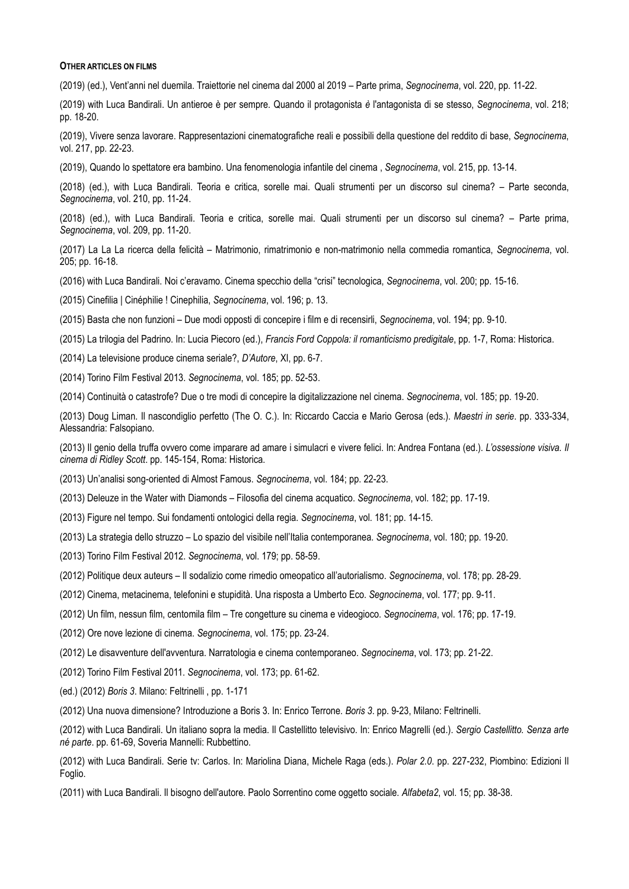**OTHER ARTICLES ON FILMS**

(2019) (ed.), Vent'anni nel duemila. Traiettorie nel cinema dal 2000 al 2019 – Parte prima, *Segnocinema*, vol. 220, pp. 11-22.

(2019) with Luca Bandirali. Un antieroe è per sempre. Quando il protagonista *è* l'antagonista di se stesso, *Segnocinema*, vol. 218; pp. 18-20.

(2019), Vivere senza lavorare. Rappresentazioni cinematografiche reali e possibili della questione del reddito di base, *Segnocinema*, vol. 217, pp. 22-23.

(2019), Quando lo spettatore era bambino. Una fenomenologia infantile del cinema , *Segnocinema*, vol. 215, pp. 13-14.

(2018) (ed.), with Luca Bandirali. Teoria e critica, sorelle mai. Quali strumenti per un discorso sul cinema? – Parte seconda, *Segnocinema*, vol. 210, pp. 11-24.

(2018) (ed.), with Luca Bandirali. Teoria e critica, sorelle mai. Quali strumenti per un discorso sul cinema? – Parte prima, *Segnocinema*, vol. 209, pp. 11-20.

(2017) La La La ricerca della felicità – Matrimonio, rimatrimonio e non-matrimonio nella commedia romantica, *Segnocinema*, vol. 205; pp. 16-18.

(2016) with Luca Bandirali. Noi c'eravamo. Cinema specchio della "crisi" tecnologica, *Segnocinema*, vol. 200; pp. 15-16.

(2015) Cinefilia | Cinéphilie ! Cinephilia, *Segnocinema*, vol. 196; p. 13.

(2015) Basta che non funzioni – Due modi opposti di concepire i film e di recensirli, *Segnocinema*, vol. 194; pp. 9-10.

(2015) La trilogia del Padrino. In: Lucia Piecoro (ed.), *Francis Ford Coppola: il romanticismo predigitale*, pp. 1-7, Roma: Historica.

(2014) La televisione produce cinema seriale?, *D'Autore*, XI, pp. 6-7.

(2014) Torino Film Festival 2013. *Segnocinema*, vol. 185; pp. 52-53.

(2014) Continuità o catastrofe? Due o tre modi di concepire la digitalizzazione nel cinema. *Segnocinema*, vol. 185; pp. 19-20.

(2013) Doug Liman. Il nascondiglio perfetto (The O. C.). In: Riccardo Caccia e Mario Gerosa (eds.). *Maestri in serie*. pp. 333-334, Alessandria: Falsopiano.

(2013) Il genio della truffa ovvero come imparare ad amare i simulacri e vivere felici. In: Andrea Fontana (ed.). *L'ossessione visiva. Il cinema di Ridley Scott*. pp. 145-154, Roma: Historica.

(2013) Un'analisi song-oriented di Almost Famous. *Segnocinema*, vol. 184; pp. 22-23.

(2013) Deleuze in the Water with Diamonds – Filosofia del cinema acquatico. *Segnocinema*, vol. 182; pp. 17-19.

(2013) Figure nel tempo. Sui fondamenti ontologici della regia. *Segnocinema*, vol. 181; pp. 14-15.

(2013) La strategia dello struzzo – Lo spazio del visibile nell'Italia contemporanea. *Segnocinema*, vol. 180; pp. 19-20.

(2013) Torino Film Festival 2012. *Segnocinema*, vol. 179; pp. 58-59.

(2012) Politique deux auteurs – Il sodalizio come rimedio omeopatico all'autorialismo. *Segnocinema*, vol. 178; pp. 28-29.

(2012) Cinema, metacinema, telefonini e stupidità. Una risposta a Umberto Eco. *Segnocinema*, vol. 177; pp. 9-11.

(2012) Un film, nessun film, centomila film – Tre congetture su cinema e videogioco. *Segnocinema*, vol. 176; pp. 17-19.

(2012) Ore nove lezione di cinema. *Segnocinema*, vol. 175; pp. 23-24.

(2012) Le disavventure dell'avventura. Narratologia e cinema contemporaneo. *Segnocinema*, vol. 173; pp. 21-22.

(2012) Torino Film Festival 2011. *Segnocinema*, vol. 173; pp. 61-62.

(ed.) (2012) *Boris 3*. Milano: Feltrinelli , pp. 1-171

(2012) Una nuova dimensione? Introduzione a Boris 3. In: Enrico Terrone. *Boris 3*. pp. 9-23, Milano: Feltrinelli.

(2012) with Luca Bandirali. Un italiano sopra la media. Il Castellitto televisivo. In: Enrico Magrelli (ed.). *Sergio Castellitto. Senza arte né parte*. pp. 61-69, Soveria Mannelli: Rubbettino.

(2012) with Luca Bandirali. Serie tv: Carlos. In: Mariolina Diana, Michele Raga (eds.). *Polar 2.0*. pp. 227-232, Piombino: Edizioni Il Foglio.

(2011) with Luca Bandirali. Il bisogno dell'autore. Paolo Sorrentino come oggetto sociale. *Alfabeta2*, vol. 15; pp. 38-38.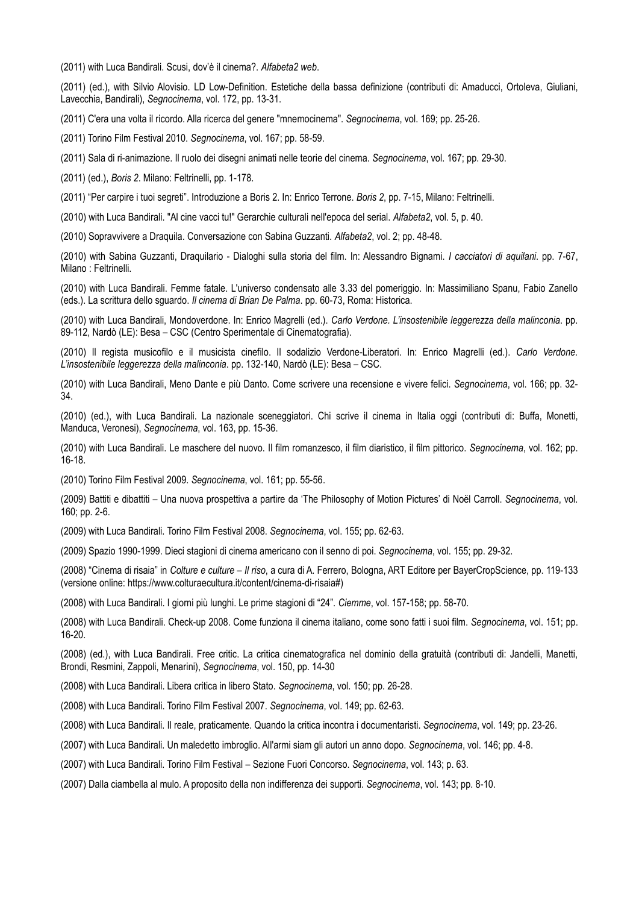(2011) with Luca Bandirali. Scusi, dov'è il cinema?. *Alfabeta2 web*.

(2011) (ed.), with Silvio Alovisio. LD Low-Definition. Estetiche della bassa definizione (contributi di: Amaducci, Ortoleva, Giuliani, Lavecchia, Bandirali), *Segnocinema*, vol. 172, pp. 13-31.

(2011) C'era una volta il ricordo. Alla ricerca del genere "mnemocinema". *Segnocinema*, vol. 169; pp. 25-26.

(2011) Torino Film Festival 2010. *Segnocinema*, vol. 167; pp. 58-59.

(2011) Sala di ri-animazione. Il ruolo dei disegni animati nelle teorie del cinema. *Segnocinema*, vol. 167; pp. 29-30.

(2011) (ed.), *Boris 2*. Milano: Feltrinelli, pp. 1-178.

(2011) "Per carpire i tuoi segreti". Introduzione a Boris 2. In: Enrico Terrone. *Boris 2*, pp. 7-15, Milano: Feltrinelli.

(2010) with Luca Bandirali. "Al cine vacci tu!" Gerarchie culturali nell'epoca del serial. *Alfabeta2*, vol. 5, p. 40.

(2010) Sopravvivere a Draquila. Conversazione con Sabina Guzzanti. *Alfabeta2*, vol. 2; pp. 48-48.

(2010) with Sabina Guzzanti, Draquilario - Dialoghi sulla storia del film. In: Alessandro Bignami. *I cacciatori di aquilani*. pp. 7-67, Milano : Feltrinelli.

(2010) with Luca Bandirali. Femme fatale. L'universo condensato alle 3.33 del pomeriggio. In: Massimiliano Spanu, Fabio Zanello (eds.). La scrittura dello sguardo. *Il cinema di Brian De Palma*. pp. 60-73, Roma: Historica.

(2010) with Luca Bandirali, Mondoverdone. In: Enrico Magrelli (ed.). *Carlo Verdone. L'insostenibile leggerezza della malinconia*. pp. 89-112, Nardò (LE): Besa – CSC (Centro Sperimentale di Cinematografia).

(2010) Il regista musicofilo e il musicista cinefilo. Il sodalizio Verdone-Liberatori. In: Enrico Magrelli (ed.). *Carlo Verdone. L'insostenibile leggerezza della malinconia*. pp. 132-140, Nardò (LE): Besa – CSC.

(2010) with Luca Bandirali, Meno Dante e più Danto. Come scrivere una recensione e vivere felici. *Segnocinema*, vol. 166; pp. 32-34.

(2010) (ed.), with Luca Bandirali. La nazionale sceneggiatori. Chi scrive il cinema in Italia oggi (contributi di: Buffa, Monetti, Manduca, Veronesi), *Segnocinema*, vol. 163, pp. 15-36.

(2010) with Luca Bandirali. Le maschere del nuovo. Il film romanzesco, il film diaristico, il film pittorico. *Segnocinema*, vol. 162; pp. 16-18.

(2010) Torino Film Festival 2009. *Segnocinema*, vol. 161; pp. 55-56.

(2009) Battiti e dibattiti – Una nuova prospettiva a partire da 'The Philosophy of Motion Pictures' di Noël Carroll. *Segnocinema*, vol. 160; pp. 2-6.

(2009) with Luca Bandirali. Torino Film Festival 2008. *Segnocinema*, vol. 155; pp. 62-63.

(2009) Spazio 1990-1999. Dieci stagioni di cinema americano con il senno di poi. *Segnocinema*, vol. 155; pp. 29-32.

(2008) "Cinema di risaia" in *Colture e culture – Il riso*, a cura di A. Ferrero, Bologna, ART Editore per BayerCropScience, pp. 119-133 (versione online: https://www.colturaecultura.it/content/cinema-di-risaia#)

(2008) with Luca Bandirali. I giorni più lunghi. Le prime stagioni di "24". *Ciemme*, vol. 157-158; pp. 58-70.

(2008) with Luca Bandirali. Check-up 2008. Come funziona il cinema italiano, come sono fatti i suoi film. *Segnocinema*, vol. 151; pp. 16-20.

(2008) (ed.), with Luca Bandirali. Free critic. La critica cinematografica nel dominio della gratuità (contributi di: Jandelli, Manetti, Brondi, Resmini, Zappoli, Menarini), *Segnocinema*, vol. 150, pp. 14-30

(2008) with Luca Bandirali. Libera critica in libero Stato. *Segnocinema*, vol. 150; pp. 26-28.

(2008) with Luca Bandirali. Torino Film Festival 2007. *Segnocinema*, vol. 149; pp. 62-63.

(2008) with Luca Bandirali. Il reale, praticamente. Quando la critica incontra i documentaristi. *Segnocinema*, vol. 149; pp. 23-26.

(2007) with Luca Bandirali. Un maledetto imbroglio. All'armi siam gli autori un anno dopo. *Segnocinema*, vol. 146; pp. 4-8.

(2007) with Luca Bandirali. Torino Film Festival – Sezione Fuori Concorso. *Segnocinema*, vol. 143; p. 63.

(2007) Dalla ciambella al mulo. A proposito della non indifferenza dei supporti. *Segnocinema*, vol. 143; pp. 8-10.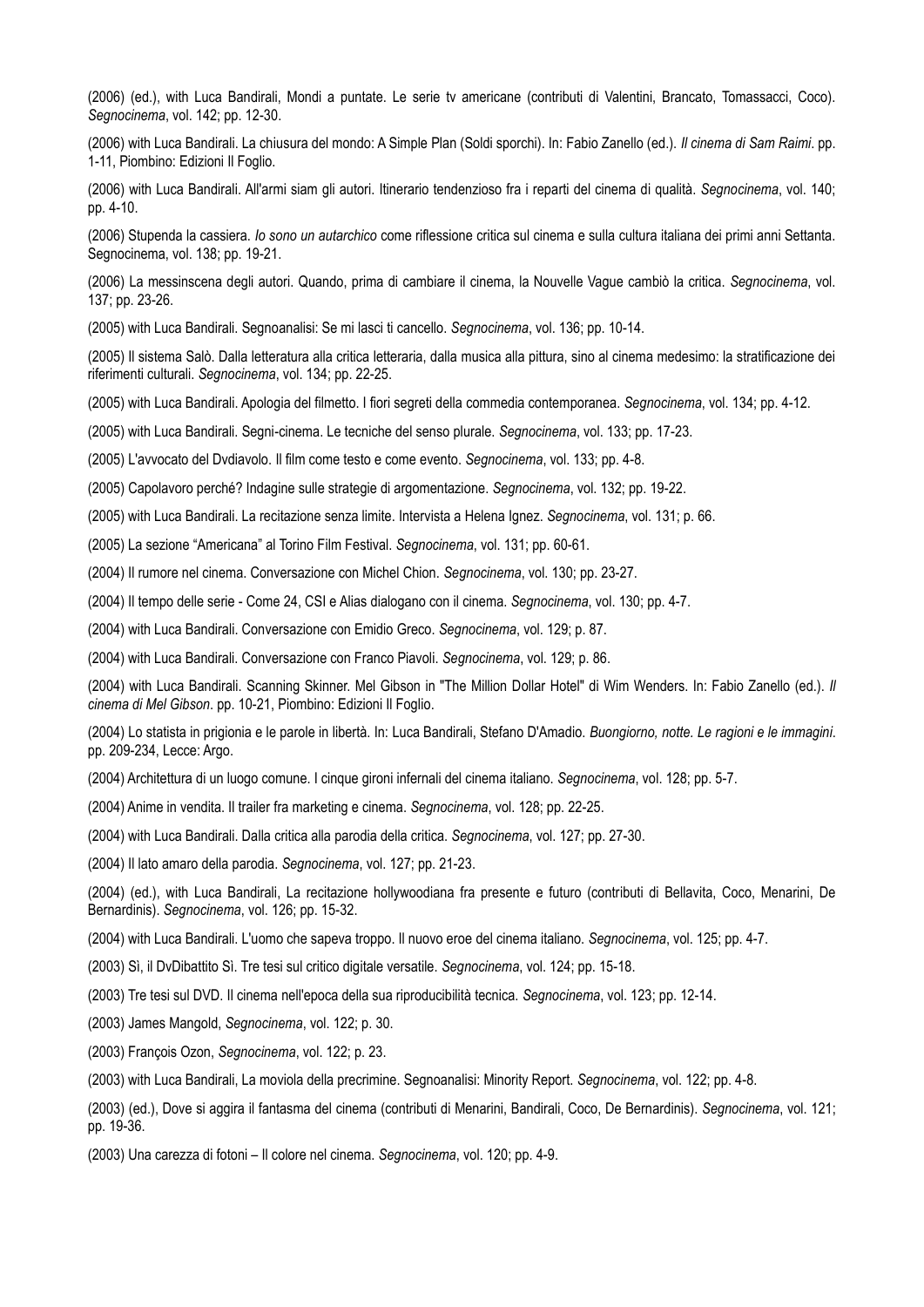(2006) (ed.), with Luca Bandirali, Mondi a puntate. Le serie tv americane (contributi di Valentini, Brancato, Tomassacci, Coco). *Segnocinema*, vol. 142; pp. 12-30.

(2006) with Luca Bandirali. La chiusura del mondo: A Simple Plan (Soldi sporchi). In: Fabio Zanello (ed.). *Il cinema di Sam Raimi*. pp. 1-11, Piombino: Edizioni Il Foglio.

(2006) with Luca Bandirali. All'armi siam gli autori. Itinerario tendenzioso fra i reparti del cinema di qualità. *Segnocinema*, vol. 140; pp. 4-10.

(2006) Stupenda la cassiera. *Io sono un autarchico* come riflessione critica sul cinema e sulla cultura italiana dei primi anni Settanta. Segnocinema, vol. 138; pp. 19-21.

(2006) La messinscena degli autori. Quando, prima di cambiare il cinema, la Nouvelle Vague cambiò la critica. *Segnocinema*, vol. 137; pp. 23-26.

(2005) with Luca Bandirali. Segnoanalisi: Se mi lasci ti cancello. *Segnocinema*, vol. 136; pp. 10-14.

(2005) Il sistema Salò. Dalla letteratura alla critica letteraria, dalla musica alla pittura, sino al cinema medesimo: la stratificazione dei riferimenti culturali. *Segnocinema*, vol. 134; pp. 22-25.

(2005) with Luca Bandirali. Apologia del filmetto. I fiori segreti della commedia contemporanea. *Segnocinema*, vol. 134; pp. 4-12.

(2005) with Luca Bandirali. Segni-cinema. Le tecniche del senso plurale. *Segnocinema*, vol. 133; pp. 17-23.

(2005) L'avvocato del Dvdiavolo. Il film come testo e come evento. *Segnocinema*, vol. 133; pp. 4-8.

(2005) Capolavoro perché? Indagine sulle strategie di argomentazione. *Segnocinema*, vol. 132; pp. 19-22.

(2005) with Luca Bandirali. La recitazione senza limite. Intervista a Helena Ignez. *Segnocinema*, vol. 131; p. 66.

(2005) La sezione "Americana" al Torino Film Festival. *Segnocinema*, vol. 131; pp. 60-61.

(2004) Il rumore nel cinema. Conversazione con Michel Chion. *Segnocinema*, vol. 130; pp. 23-27.

(2004) Il tempo delle serie - Come 24, CSI e Alias dialogano con il cinema. *Segnocinema*, vol. 130; pp. 4-7.

(2004) with Luca Bandirali. Conversazione con Emidio Greco. *Segnocinema*, vol. 129; p. 87.

(2004) with Luca Bandirali. Conversazione con Franco Piavoli. *Segnocinema*, vol. 129; p. 86.

(2004) with Luca Bandirali. Scanning Skinner. Mel Gibson in "The Million Dollar Hotel" di Wim Wenders. In: Fabio Zanello (ed.). *Il cinema di Mel Gibson*. pp. 10-21, Piombino: Edizioni Il Foglio.

(2004) Lo statista in prigionia e le parole in libertà. In: Luca Bandirali, Stefano D'Amadio. *Buongiorno, notte. Le ragioni e le immagini*. pp. 209-234, Lecce: Argo.

(2004) Architettura di un luogo comune. I cinque gironi infernali del cinema italiano. *Segnocinema*, vol. 128; pp. 5-7.

(2004) Anime in vendita. Il trailer fra marketing e cinema. *Segnocinema*, vol. 128; pp. 22-25.

(2004) with Luca Bandirali. Dalla critica alla parodia della critica. *Segnocinema*, vol. 127; pp. 27-30.

(2004) Il lato amaro della parodia. *Segnocinema*, vol. 127; pp. 21-23.

(2004) (ed.), with Luca Bandirali, La recitazione hollywoodiana fra presente e futuro (contributi di Bellavita, Coco, Menarini, De Bernardinis). *Segnocinema*, vol. 126; pp. 15-32.

(2004) with Luca Bandirali. L'uomo che sapeva troppo. Il nuovo eroe del cinema italiano. *Segnocinema*, vol. 125; pp. 4-7.

(2003) Sì, il DvDibattito Sì. Tre tesi sul critico digitale versatile. *Segnocinema*, vol. 124; pp. 15-18.

(2003) Tre tesi sul DVD. Il cinema nell'epoca della sua riproducibilità tecnica. *Segnocinema*, vol. 123; pp. 12-14.

(2003) James Mangold, *Segnocinema*, vol. 122; p. 30.

(2003) François Ozon, *Segnocinema*, vol. 122; p. 23.

(2003) with Luca Bandirali, La moviola della precrimine. Segnoanalisi: Minority Report. *Segnocinema*, vol. 122; pp. 4-8.

(2003) (ed.), Dove si aggira il fantasma del cinema (contributi di Menarini, Bandirali, Coco, De Bernardinis). *Segnocinema*, vol. 121; pp. 19-36.

(2003) Una carezza di fotoni – Il colore nel cinema. *Segnocinema*, vol. 120; pp. 4-9.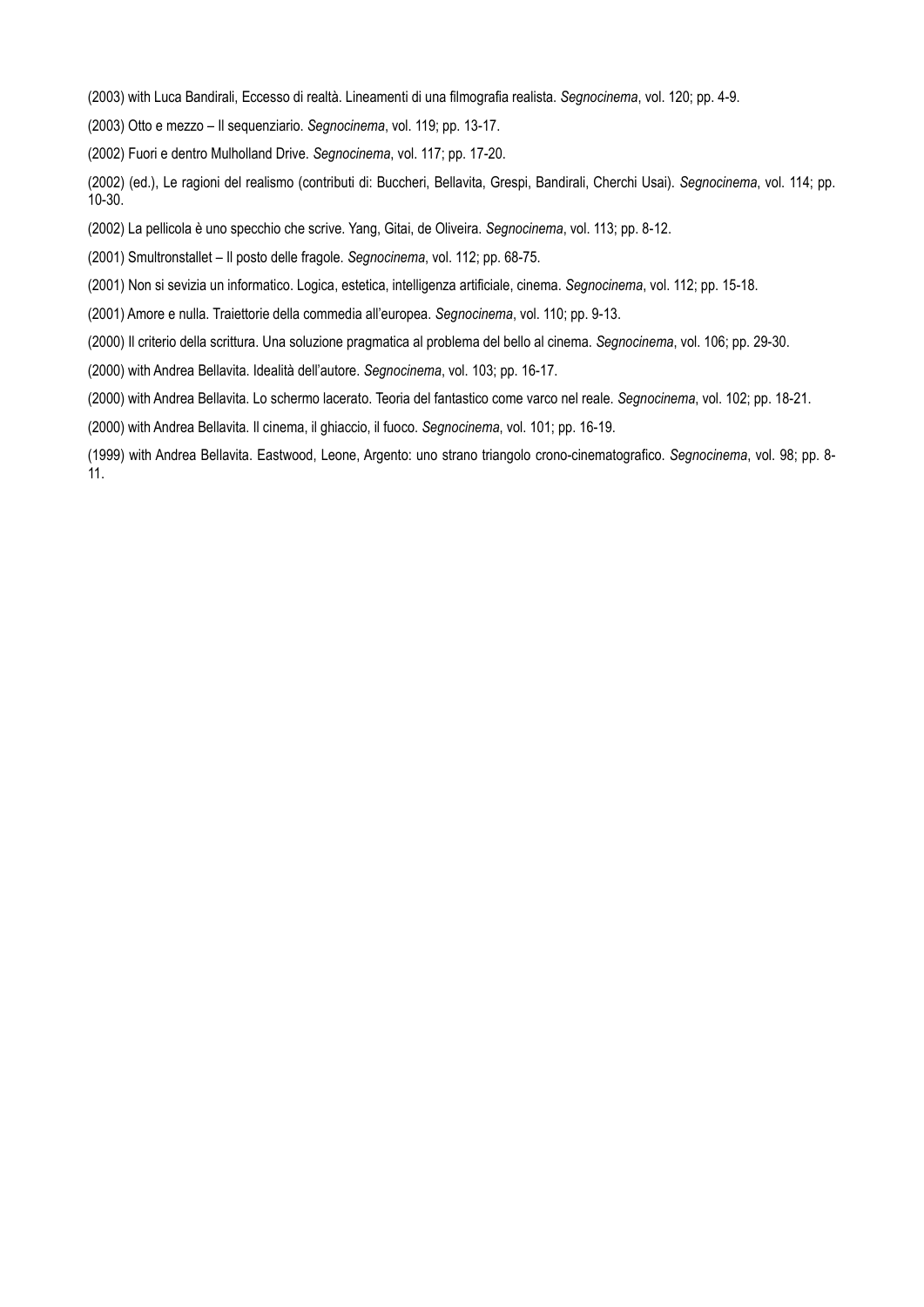(2003) with Luca Bandirali, Eccesso di realtà. Lineamenti di una filmografia realista. *Segnocinema*, vol. 120; pp. 4-9.

(2003) Otto e mezzo – Il sequenziario. *Segnocinema*, vol. 119; pp. 13-17.

(2002) Fuori e dentro Mulholland Drive. *Segnocinema*, vol. 117; pp. 17-20.

(2002) (ed.), Le ragioni del realismo (contributi di: Buccheri, Bellavita, Grespi, Bandirali, Cherchi Usai). *Segnocinema*, vol. 114; pp. 10-30.

(2002) La pellicola è uno specchio che scrive. Yang, Gitai, de Oliveira. *Segnocinema*, vol. 113; pp. 8-12.

(2001) Smultronstallet – Il posto delle fragole. *Segnocinema*, vol. 112; pp. 68-75.

(2001) Non si sevizia un informatico. Logica, estetica, intelligenza artificiale, cinema. *Segnocinema*, vol. 112; pp. 15-18.

(2001) Amore e nulla. Traiettorie della commedia all'europea. *Segnocinema*, vol. 110; pp. 9-13.

(2000) Il criterio della scrittura. Una soluzione pragmatica al problema del bello al cinema. *Segnocinema*, vol. 106; pp. 29-30.

(2000) with Andrea Bellavita. Idealità dell'autore. *Segnocinema*, vol. 103; pp. 16-17.

(2000) with Andrea Bellavita. Lo schermo lacerato. Teoria del fantastico come varco nel reale. *Segnocinema*, vol. 102; pp. 18-21.

(2000) with Andrea Bellavita. Il cinema, il ghiaccio, il fuoco. *Segnocinema*, vol. 101; pp. 16-19.

(1999) with Andrea Bellavita. Eastwood, Leone, Argento: uno strano triangolo crono-cinematografico. *Segnocinema*, vol. 98; pp. 8-11.